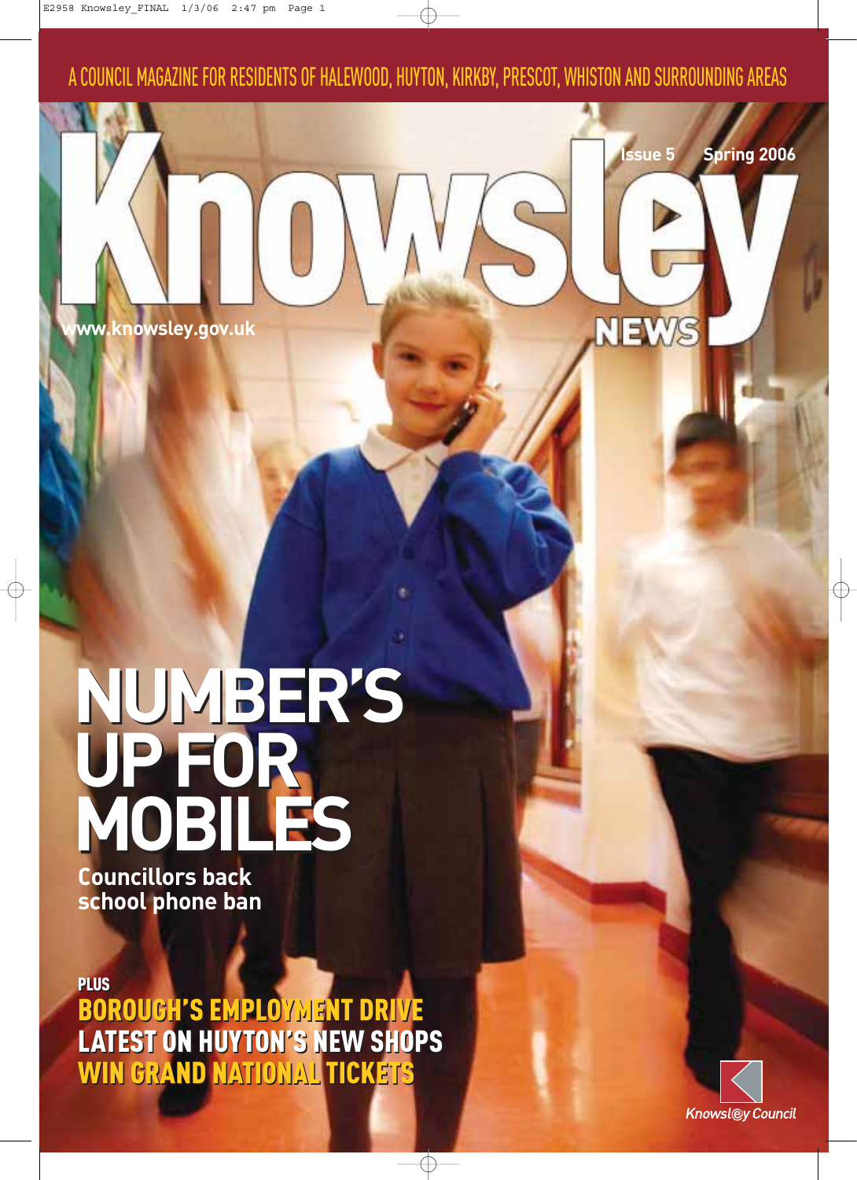A COUNCIL MAGAZINE FOR RESIDENTS OF HALEWOOD, HUYTON, KIRKBY, PRESCOT, WHISTON AND SURROUNDING AREAS

# Knowsley NEWS

Issue 5 Spring 2006

www.knowsley.gov.uk

# NUMBER'S UP FOR MOBILES

**Councillors back school phone ban**

**PLUS**

**BOROUGH'S EMPLOYMENT DRIVE**

**LATEST ON HUYTON'S NEW SHOPS**

**WIN GRAND NATIONAL TICKETS**

Knowsl@y Council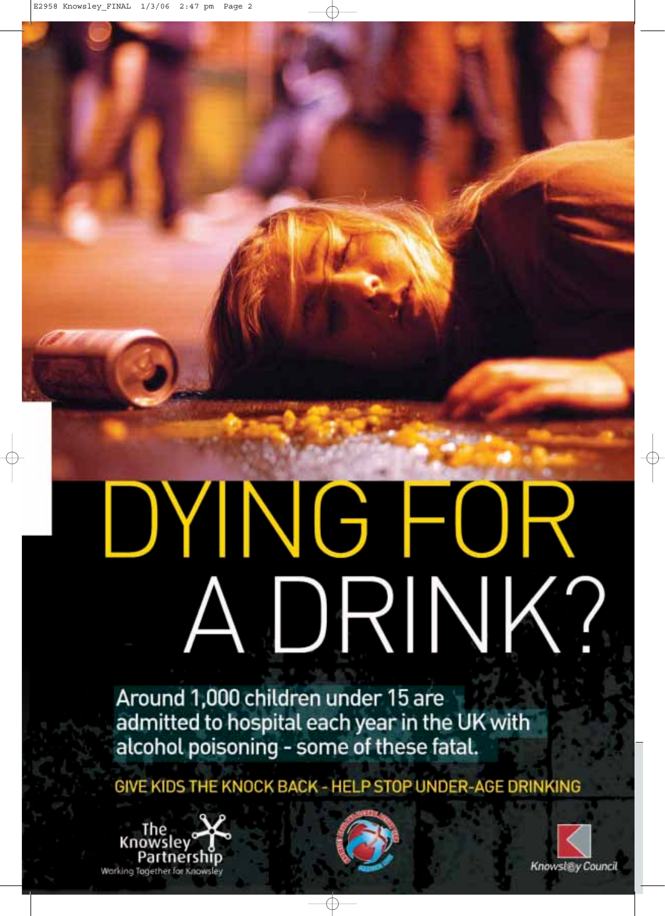# DYING FOR A DRINK?

Around 1,000 children under 15 are admitted to hospital each year in the UK with alcohol poisoning - some of these fatal.

GIVE KIDS THE KNOCK BACK - HELP STOP UNDER-AGE DRINKING

The Knowsley Partnership
Working Together for Knowsley

Knowsley Council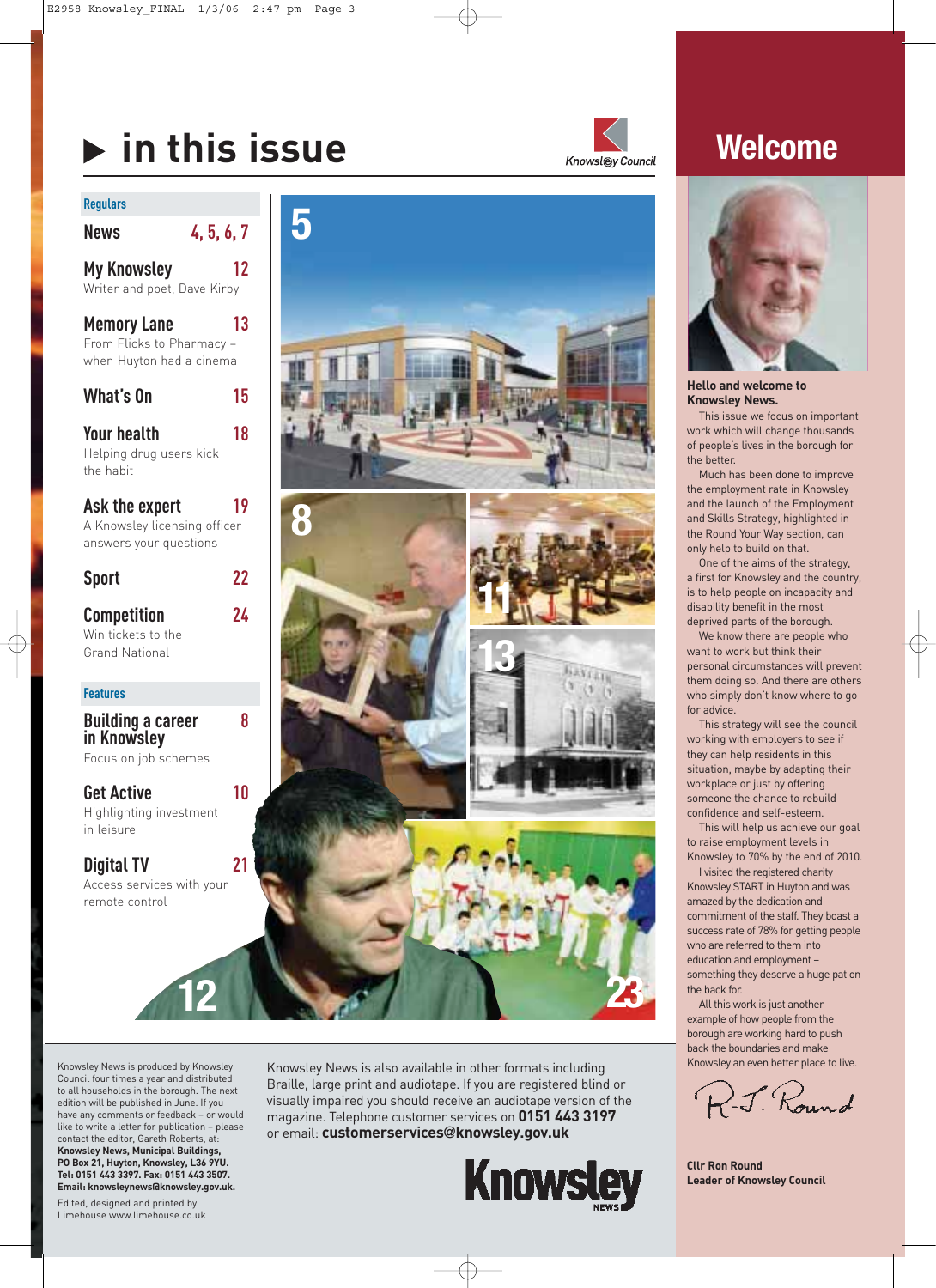# in this issue

Knowsley Council

## Regulars

**News** 4, 5, 6, 7

**My Knowsley** 12
Writer and poet, Dave Kirby

**Memory Lane** 13
From Flicks to Pharmacy – when Huyton had a cinema

**What's On** 15

**Your health** 18
Helping drug users kick the habit

**Ask the expert** 19
A Knowsley licensing officer answers your questions

**Sport** 22

**Competition** 24
Win tickets to the Grand National

## Features

**Building a career in Knowsley** 8
Focus on job schemes

**Get Active** 10
Highlighting investment in leisure

**Digital TV** 21
Access services with your remote control

5

8

11

13

12

23

Knowsley News is produced by Knowsley Council four times a year and distributed to all households in the borough. The next edition will be published in June. If you have any comments or feedback – or would like to write a letter for publication – please contact the editor, Gareth Roberts, at: **Knowsley News, Municipal Buildings, PO Box 21, Huyton, Knowsley, L36 9YU. Tel: 0151 443 3397. Fax: 0151 443 3507. Email: knowsleynews@knowsley.gov.uk.**

Edited, designed and printed by Limehouse www.limehouse.co.uk

Knowsley News is also available in other formats including Braille, large print and audiotape. If you are registered blind or visually impaired you should receive an audiotape version of the magazine. Telephone customer services on **0151 443 3197** or email: **customerservices@knowsley.gov.uk**

Knowsley NEWS

# Welcome

**Hello and welcome to Knowsley News.**

This issue we focus on important work which will change thousands of people's lives in the borough for the better.

Much has been done to improve the employment rate in Knowsley and the launch of the Employment and Skills Strategy, highlighted in the Round Your Way section, can only help to build on that.

One of the aims of the strategy, a first for Knowsley and the country, is to help people on incapacity and disability benefit in the most deprived parts of the borough.

We know there are people who want to work but think their personal circumstances will prevent them doing so. And there are others who simply don't know where to go for advice.

This strategy will see the council working with employers to see if they can help residents in this situation, maybe by adapting their workplace or just by offering someone the chance to rebuild confidence and self-esteem.

This will help us achieve our goal to raise employment levels in Knowsley to 70% by the end of 2010.

I visited the registered charity Knowsley START in Huyton and was amazed by the dedication and commitment of the staff. They boast a success rate of 78% for getting people who are referred to them into education and employment – something they deserve a huge pat on the back for.

All this work is just another example of how people from the borough are working hard to push back the boundaries and make Knowsley an even better place to live.

R.J. Round

**Cllr Ron Round**
**Leader of Knowsley Council**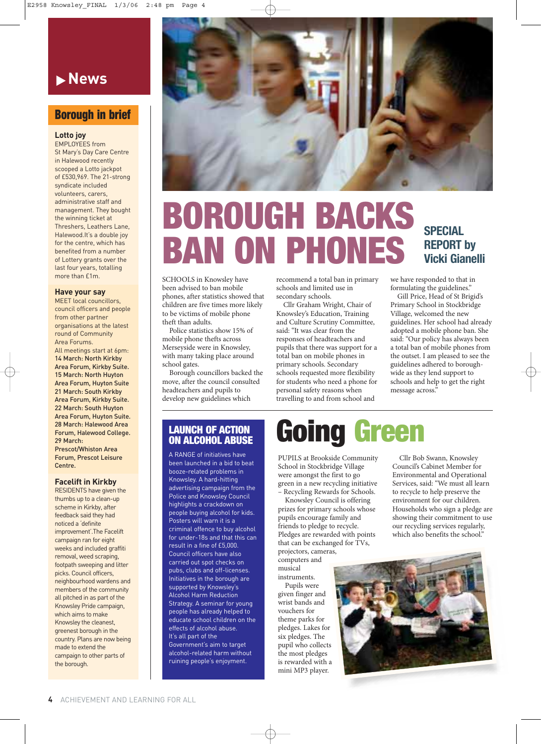# News

## Borough in brief

### Lotto joy

EMPLOYEES from St Mary's Day Care Centre in Halewood recently scooped a Lotto jackpot of £530,969. The 21-strong syndicate included volunteers, carers, administrative staff and management. They bought the winning ticket at Threshers, Leathers Lane, Halewood.It's a double joy for the centre, which has benefited from a number of Lottery grants over the last four years, totalling more than £1m.

### Have your say

MEET local councillors, council officers and people from other partner organisations at the latest round of Community Area Forums.

All meetings start at 6pm:

**14 March: North Kirkby Area Forum, Kirkby Suite.**
**15 March: North Huyton Area Forum, Huyton Suite**
**21 March: South Kirkby Area Forum, Kirkby Suite.**
**22 March: South Huyton Area Forum, Huyton Suite.**
**28 March: Halewood Area Forum, Halewood College.**
**29 March: Prescot/Whiston Area Forum, Prescot Leisure Centre.**

### Facelift in Kirkby

RESIDENTS have given the thumbs up to a clean-up scheme in Kirkby, after feedback said they had noticed a 'definite improvement'.The Facelift campaign ran for eight weeks and included graffiti removal, weed scraping, footpath sweeping and litter picks. Council officers, neighbourhood wardens and members of the community all pitched in as part of the Knowsley Pride campaign, which aims to make Knowsley the cleanest, greenest borough in the country. Plans are now being made to extend the campaign to other parts of the borough.

# BOROUGH BACKS BAN ON PHONES

**SPECIAL REPORT by Vicki Gianelli**

SCHOOLS in Knowsley have been advised to ban mobile phones, after statistics showed that children are five times more likely to be victims of mobile phone theft than adults.

Police statistics show 15% of mobile phone thefts across Merseyside were in Knowsley, with many taking place around school gates.

Borough councillors backed the move, after the council consulted headteachers and pupils to develop new guidelines which recommend a total ban in primary schools and limited use in secondary schools.

Cllr Graham Wright, Chair of Knowsley's Education, Training and Culture Scrutiny Committee, said: "It was clear from the responses of headteachers and pupils that there was support for a total ban on mobile phones in primary schools. Secondary schools requested more flexibility for students who need a phone for personal safety reasons when travelling to and from school and we have responded to that in formulating the guidelines."

Gill Price, Head of St Brigid's Primary School in Stockbridge Village, welcomed the new guidelines. Her school had already adopted a mobile phone ban. She said: "Our policy has always been a total ban of mobile phones from the outset. I am pleased to see the guidelines adhered to borough-wide as they lend support to schools and help to get the right message across."

## LAUNCH OF ACTION ON ALCOHOL ABUSE

A RANGE of initiatives have been launched in a bid to beat booze-related problems in Knowsley. A hard-hitting advertising campaign from the Police and Knowsley Council highlights a crackdown on people buying alcohol for kids. Posters will warn it is a criminal offence to buy alcohol for under-18s and that this can result in a fine of £5,000. Council officers have also carried out spot checks on pubs, clubs and off-licenses. Initiatives in the borough are supported by Knowsley's Alcohol Harm Reduction Strategy. A seminar for young people has already helped to educate school children on the effects of alcohol abuse. It's all part of the Government's aim to target alcohol-related harm without ruining people's enjoyment.

# Going Green

PUPILS at Brookside Community School in Stockbridge Village were amongst the first to go green in a new recycling initiative – Recycling Rewards for Schools.

Knowsley Council is offering prizes for primary schools whose pupils encourage family and friends to pledge to recycle. Pledges are rewarded with points that can be exchanged for TVs, projectors, cameras, computers and musical instruments.

Pupils were given finger and wrist bands and vouchers for theme parks for pledges. Lakes for six pledges. The pupil who collects the most pledges is rewarded with a mini MP3 player.

Cllr Bob Swann, Knowsley Council's Cabinet Member for Environmental and Operational Services, said: "We must all learn to recycle to help preserve the environment for our children. Households who sign a pledge are showing their commitment to use our recycling services regularly, which also benefits the school."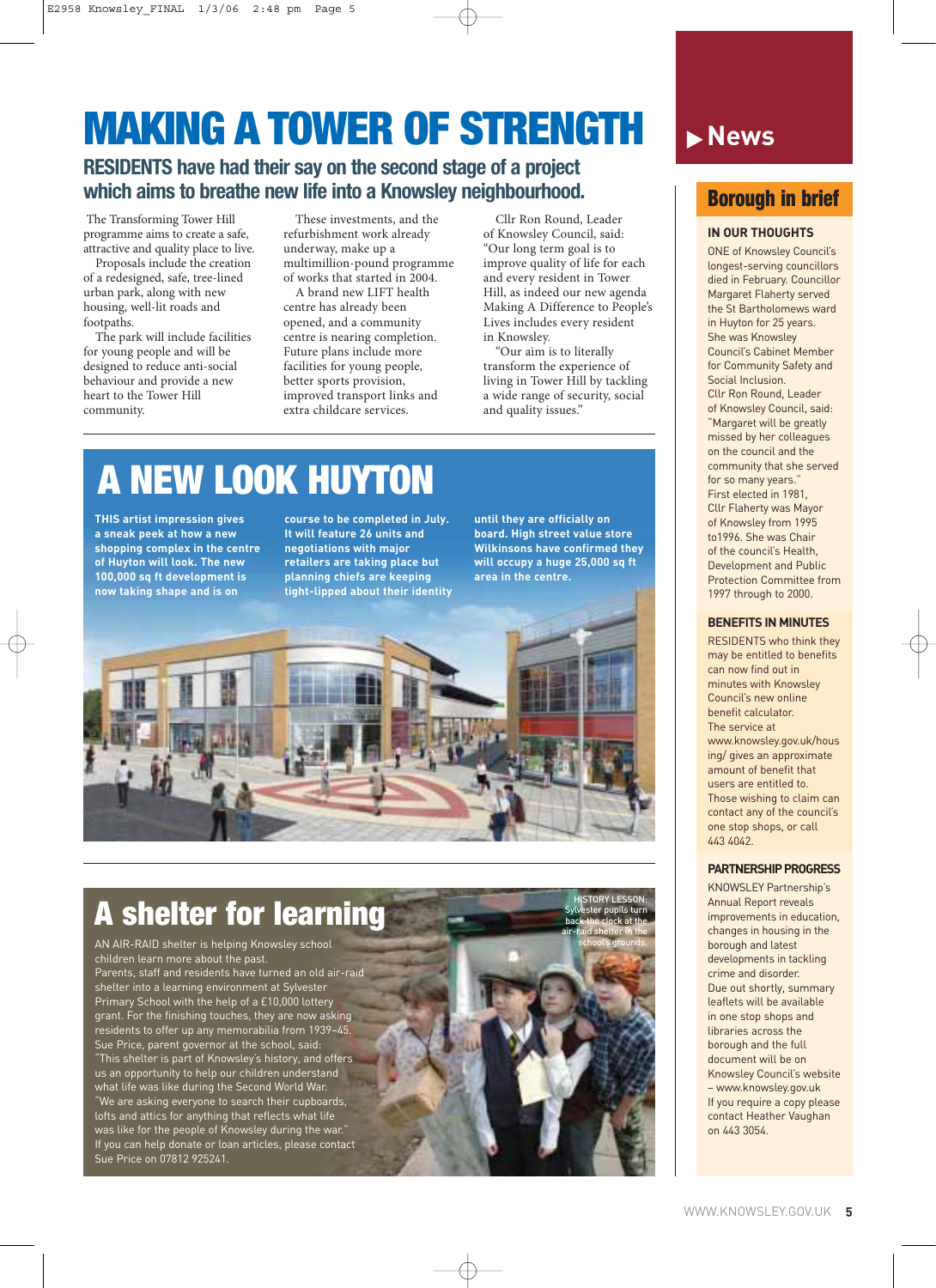# MAKING A TOWER OF STRENGTH

## RESIDENTS have had their say on the second stage of a project which aims to breathe new life into a Knowsley neighbourhood.

The Transforming Tower Hill programme aims to create a safe, attractive and quality place to live.

Proposals include the creation of a redesigned, safe, tree-lined urban park, along with new housing, well-lit roads and footpaths.

The park will include facilities for young people and will be designed to reduce anti-social behaviour and provide a new heart to the Tower Hill community.

These investments, and the refurbishment work already underway, make up a multimillion-pound programme of works that started in 2004.

A brand new LIFT health centre has already been opened, and a community centre is nearing completion. Future plans include more facilities for young people, better sports provision, improved transport links and extra childcare services.

Cllr Ron Round, Leader of Knowsley Council, said: "Our long term goal is to improve quality of life for each and every resident in Tower Hill, as indeed our new agenda Making A Difference to People's Lives includes every resident in Knowsley.

"Our aim is to literally transform the experience of living in Tower Hill by tackling a wide range of security, social and quality issues."

# A NEW LOOK HUYTON

**THIS artist impression gives a sneak peek at how a new shopping complex in the centre of Huyton will look. The new 100,000 sq ft development is now taking shape and is on course to be completed in July. It will feature 26 units and negotiations with major retailers are taking place but planning chiefs are keeping tight-lipped about their identity until they are officially on board. High street value store Wilkinsons have confirmed they will occupy a huge 25,000 sq ft area in the centre.**

# A shelter for learning

AN AIR-RAID shelter is helping Knowsley school children learn more about the past.

Parents, staff and residents have turned an old air-raid shelter into a learning environment at Sylvester Primary School with the help of a £10,000 lottery grant. For the finishing touches, they are now asking residents to offer up any memorabilia from 1939–45.

Sue Price, parent governor at the school, said: "This shelter is part of Knowsley's history, and offers us an opportunity to help our children understand what life was like during the Second World War.

"We are asking everyone to search their cupboards, lofts and attics for anything that reflects what life was like for the people of Knowsley during the war."

If you can help donate or loan articles, please contact Sue Price on 07812 925241.

HISTORY LESSON: Sylvester pupils turn back the clock at the air-raid shelter in the school's grounds.

# News

## Borough in brief

### IN OUR THOUGHTS

ONE of Knowsley Council's longest-serving councillors died in February. Councillor Margaret Flaherty served the St Bartholomews ward in Huyton for 25 years. She was Knowsley Council's Cabinet Member for Community Safety and Social Inclusion.

Cllr Ron Round, Leader of Knowsley Council, said: "Margaret will be greatly missed by her colleagues on the council and the community that she served for so many years."

First elected in 1981, Cllr Flaherty was Mayor of Knowsley from 1995 to1996. She was Chair of the council's Health, Development and Public Protection Committee from 1997 through to 2000.

### BENEFITS IN MINUTES

RESIDENTS who think they may be entitled to benefits can now find out in minutes with Knowsley Council's new online benefit calculator.

The service at www.knowsley.gov.uk/housing/ gives an approximate amount of benefit that users are entitled to.

Those wishing to claim can contact any of the council's one stop shops, or call 443 4042.

### PARTNERSHIP PROGRESS

KNOWSLEY Partnership's Annual Report reveals improvements in education, changes in housing in the borough and latest developments in tackling crime and disorder.

Due out shortly, summary leaflets will be available in one stop shops and libraries across the borough and the full document will be on Knowsley Council's website – www.knowsley.gov.uk

If you require a copy please contact Heather Vaughan on 443 3054.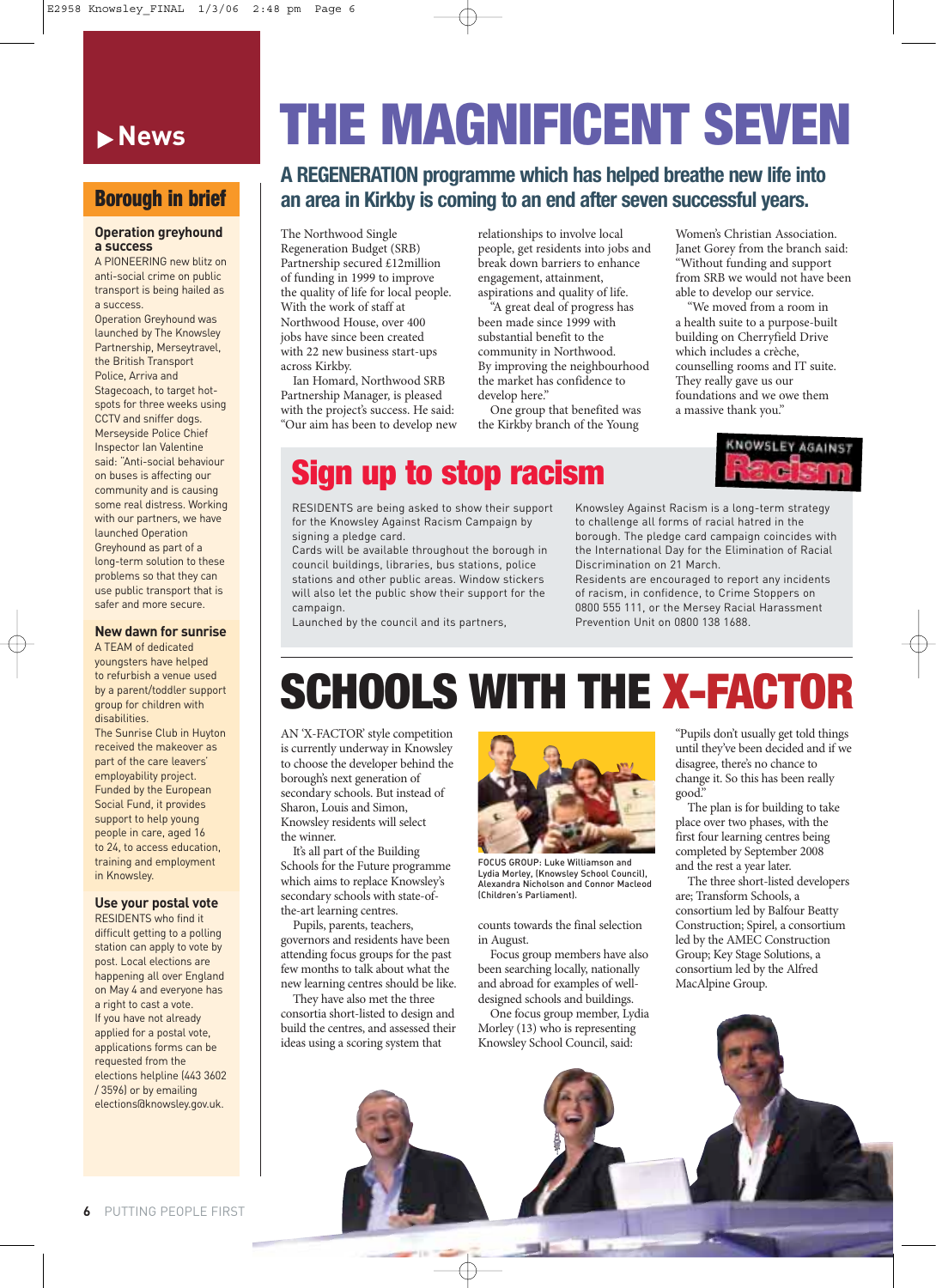# News

## Borough in brief

### Operation greyhound a success

A PIONEERING new blitz on anti-social crime on public transport is being hailed as a success.

Operation Greyhound was launched by The Knowsley Partnership, Merseytravel, the British Transport Police, Arriva and Stagecoach, to target hot-spots for three weeks using CCTV and sniffer dogs.

Merseyside Police Chief Inspector Ian Valentine said: "Anti-social behaviour on buses is affecting our community and is causing some real distress. Working with our partners, we have launched Operation Greyhound as part of a long-term solution to these problems so that they can use public transport that is safer and more secure.

### New dawn for sunrise

A TEAM of dedicated youngsters have helped to refurbish a venue used by a parent/toddler support group for children with disabilities.

The Sunrise Club in Huyton received the makeover as part of the care leavers' employability project. Funded by the European Social Fund, it provides support to help young people in care, aged 16 to 24, to access education, training and employment in Knowsley.

### Use your postal vote

RESIDENTS who find it difficult getting to a polling station can apply to vote by post. Local elections are happening all over England on May 4 and everyone has a right to cast a vote.

If you have not already applied for a postal vote, applications forms can be requested from the elections helpline (443 3602 / 3596) or by emailing elections@knowsley.gov.uk.

# THE MAGNIFICENT SEVEN

**A REGENERATION programme which has helped breathe new life into an area in Kirkby is coming to an end after seven successful years.**

The Northwood Single Regeneration Budget (SRB) Partnership secured £12million of funding in 1999 to improve the quality of life for local people. With the work of staff at Northwood House, over 400 jobs have since been created with 22 new business start-ups across Kirkby.

Ian Homard, Northwood SRB Partnership Manager, is pleased with the project's success. He said: "Our aim has been to develop new relationships to involve local people, get residents into jobs and break down barriers to enhance engagement, attainment, aspirations and quality of life.

"A great deal of progress has been made since 1999 with substantial benefit to the community in Northwood. By improving the neighbourhood the market has confidence to develop here."

One group that benefited was the Kirkby branch of the Young Women's Christian Association. Janet Gorey from the branch said: "Without funding and support from SRB we would not have been able to develop our service.

"We moved from a room in a health suite to a purpose-built building on Cherryfield Drive which includes a crèche, counselling rooms and IT suite. They really gave us our foundations and we owe them a massive thank you."

## Sign up to stop racism

KNOWSLEY AGAINST Racism

RESIDENTS are being asked to show their support for the Knowsley Against Racism Campaign by signing a pledge card.

Cards will be available throughout the borough in council buildings, libraries, bus stations, police stations and other public areas. Window stickers will also let the public show their support for the campaign.

Launched by the council and its partners, Knowsley Against Racism is a long-term strategy to challenge all forms of racial hatred in the borough. The pledge card campaign coincides with the International Day for the Elimination of Racial Discrimination on 21 March.

Residents are encouraged to report any incidents of racism, in confidence, to Crime Stoppers on 0800 555 111, or the Mersey Racial Harassment Prevention Unit on 0800 138 1688.

# SCHOOLS WITH THE X-FACTOR

AN 'X-FACTOR' style competition is currently underway in Knowsley to choose the developer behind the borough's next generation of secondary schools. But instead of Sharon, Louis and Simon, Knowsley residents will select the winner.

It's all part of the Building Schools for the Future programme which aims to replace Knowsley's secondary schools with state-of-the-art learning centres.

Pupils, parents, teachers, governors and residents have been attending focus groups for the past few months to talk about what the new learning centres should be like.

They have also met the three consortia short-listed to design and build the centres, and assessed their ideas using a scoring system that counts towards the final selection in August.

FOCUS GROUP: Luke Williamson and Lydia Morley, (Knowsley School Council), Alexandra Nicholson and Connor Macleod (Children's Parliament).

Focus group members have also been searching locally, nationally and abroad for examples of well-designed schools and buildings.

One focus group member, Lydia Morley (13) who is representing Knowsley School Council, said: "Pupils don't usually get told things until they've been decided and if we disagree, there's no chance to change it. So this has been really good."

The plan is for building to take place over two phases, with the first four learning centres being completed by September 2008 and the rest a year later.

The three short-listed developers are; Transform Schools, a consortium led by Balfour Beatty Construction; Spirel, a consortium led by the AMEC Construction Group; Key Stage Solutions, a consortium led by the Alfred MacAlpine Group.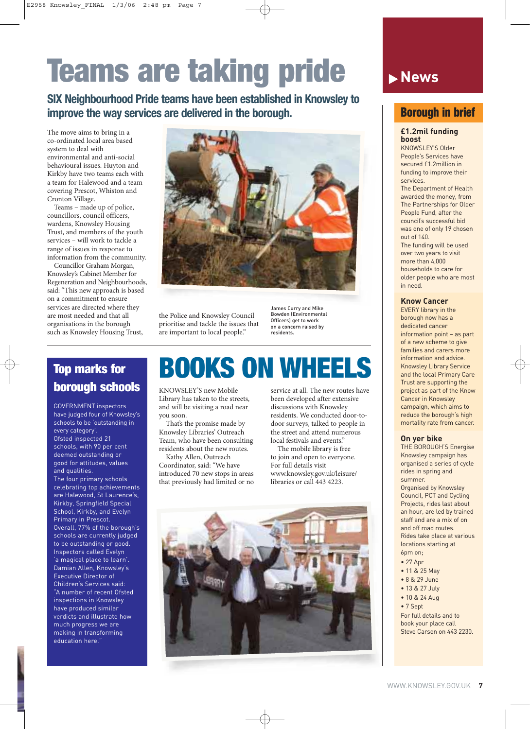# Teams are taking pride

**SIX Neighbourhood Pride teams have been established in Knowsley to improve the way services are delivered in the borough.**

The move aims to bring in a co-ordinated local area based system to deal with environmental and anti-social behavioural issues. Huyton and Kirkby have two teams each with a team for Halewood and a team covering Prescot, Whiston and Cronton Village.

Teams – made up of police, councillors, council officers, wardens, Knowsley Housing Trust, and members of the youth services – will work to tackle a range of issues in response to information from the community.

Councillor Graham Morgan, Knowsley's Cabinet Member for Regeneration and Neighbourhoods, said: "This new approach is based on a commitment to ensure services are directed where they are most needed and that all organisations in the borough such as Knowsley Housing Trust, the Police and Knowsley Council prioritise and tackle the issues that are important to local people."

James Curry and Mike Bowden (Environmental Officers) get to work on a concern raised by residents.

## Top marks for borough schools

GOVERNMENT inspectors have judged four of Knowsley's schools to be 'outstanding in every category'.

Ofsted inspected 21 schools, with 90 per cent deemed outstanding or good for attitudes, values and qualities.

The four primary schools celebrating top achievements are Halewood, St Laurence's, Kirkby, Springfield Special School, Kirkby, and Evelyn Primary in Prescot.

Overall, 77% of the borough's schools are currently judged to be outstanding or good. Inspectors called Evelyn 'a magical place to learn'. Damian Allen, Knowsley's Executive Director of Children's Services said: "A number of recent Ofsted inspections in Knowsley have produced similar verdicts and illustrate how much progress we are making in transforming education here."

## BOOKS ON WHEELS

KNOWSLEY'S new Mobile Library has taken to the streets, and will be visiting a road near you soon.

That's the promise made by Knowsley Libraries' Outreach Team, who have been consulting residents about the new routes.

Kathy Allen, Outreach Coordinator, said: "We have introduced 70 new stops in areas that previously had limited or no service at all. The new routes have been developed after extensive discussions with Knowsley residents. We conducted door-to-door surveys, talked to people in the street and attend numerous local festivals and events."

The mobile library is free to join and open to everyone. For full details visit www.knowsley.gov.uk/leisure/libraries or call 443 4223.

# News

## Borough in brief

### £1.2mil funding boost

KNOWSLEY'S Older People's Services have secured £1.2million in funding to improve their services.

The Department of Health awarded the money, from The Partnerships for Older People Fund, after the council's successful bid was one of only 19 chosen out of 140.

The funding will be used over two years to visit more than 4,000 households to care for older people who are most in need.

### Know Cancer

EVERY library in the borough now has a dedicated cancer information point – as part of a new scheme to give families and carers more information and advice. Knowsley Library Service and the local Primary Care Trust are supporting the project as part of the Know Cancer in Knowsley campaign, which aims to reduce the borough's high mortality rate from cancer.

### On yer bike

THE BOROUGH'S Energise Knowsley campaign has organised a series of cycle rides in spring and summer.

Organised by Knowsley Council, PCT and Cycling Projects, rides last about an hour, are led by trained staff and are a mix of on and off road routes.

Rides take place at various locations starting at 6pm on;

- 27 Apr
- 11 & 25 May
- 8 & 29 June
- 13 & 27 July
- 10 & 24 Aug
- 7 Sept

For full details and to book your place call Steve Carson on 443 2230.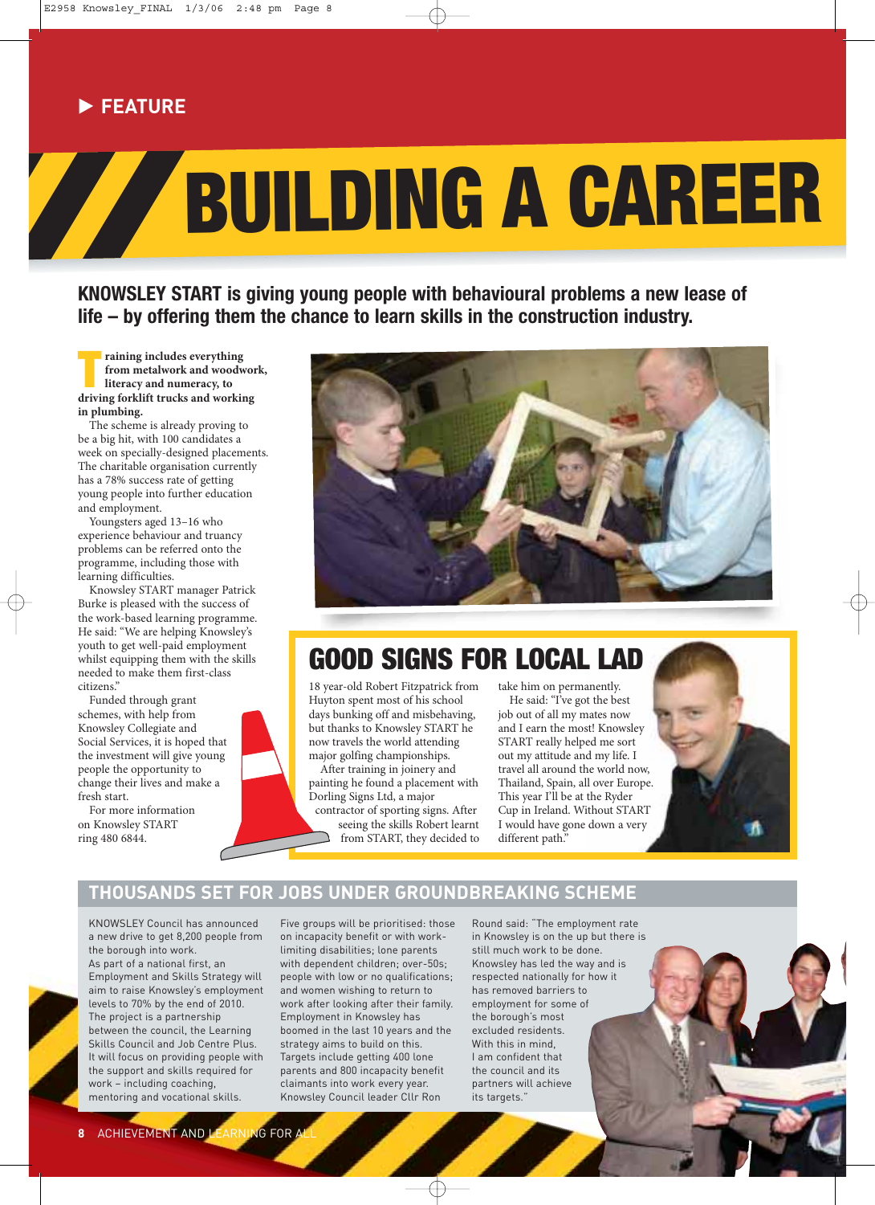▶ FEATURE

# BUILDING A CAREER

**KNOWSLEY START is giving young people with behavioural problems a new lease of life – by offering them the chance to learn skills in the construction industry.**

**Training includes everything from metalwork and woodwork, literacy and numeracy, to driving forklift trucks and working in plumbing.**

The scheme is already proving to be a big hit, with 100 candidates a week on specially-designed placements. The charitable organisation currently has a 78% success rate of getting young people into further education and employment.

Youngsters aged 13–16 who experience behaviour and truancy problems can be referred onto the programme, including those with learning difficulties.

Knowsley START manager Patrick Burke is pleased with the success of the work-based learning programme. He said: "We are helping Knowsley's youth to get well-paid employment whilst equipping them with the skills needed to make them first-class citizens."

Funded through grant schemes, with help from Knowsley Collegiate and Social Services, it is hoped that the investment will give young people the opportunity to change their lives and make a fresh start.

For more information on Knowsley START ring 480 6844.

## GOOD SIGNS FOR LOCAL LAD

18 year-old Robert Fitzpatrick from Huyton spent most of his school days bunking off and misbehaving, but thanks to Knowsley START he now travels the world attending major golfing championships.

After training in joinery and painting he found a placement with Dorling Signs Ltd, a major contractor of sporting signs. After seeing the skills Robert learnt from START, they decided to take him on permanently.

He said: "I've got the best job out of all my mates now and I earn the most! Knowsley START really helped me sort out my attitude and my life. I travel all around the world now, Thailand, Spain, all over Europe. This year I'll be at the Ryder Cup in Ireland. Without START I would have gone down a very different path."

## THOUSANDS SET FOR JOBS UNDER GROUNDBREAKING SCHEME

KNOWSLEY Council has announced a new drive to get 8,200 people from the borough into work.

As part of a national first, an Employment and Skills Strategy will aim to raise Knowsley's employment levels to 70% by the end of 2010.

The project is a partnership between the council, the Learning Skills Council and Job Centre Plus. It will focus on providing people with the support and skills required for work – including coaching, mentoring and vocational skills.

Five groups will be prioritised: those on incapacity benefit or with work-limiting disabilities; lone parents with dependent children; over-50s; people with low or no qualifications; and women wishing to return to work after looking after their family.

Employment in Knowsley has boomed in the last 10 years and the strategy aims to build on this. Targets include getting 400 lone parents and 800 incapacity benefit claimants into work every year.

Knowsley Council leader Cllr Ron Round said: "The employment rate in Knowsley is on the up but there is still much work to be done. Knowsley has led the way and is respected nationally for how it has removed barriers to employment for some of the borough's most excluded residents. With this in mind, I am confident that the council and its partners will achieve its targets."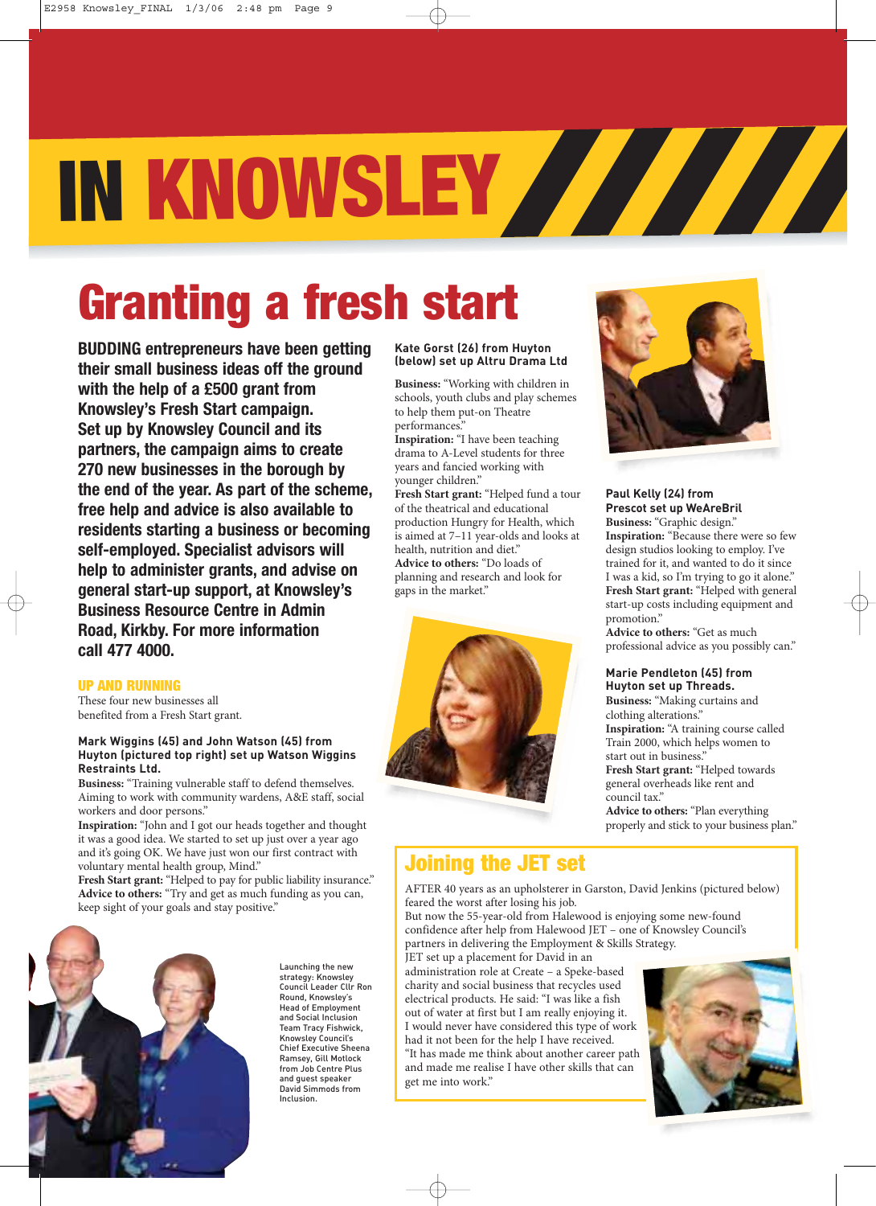# IN KNOWSLEY

## Granting a fresh start

**BUDDING entrepreneurs have been getting their small business ideas off the ground with the help of a £500 grant from Knowsley's Fresh Start campaign. Set up by Knowsley Council and its partners, the campaign aims to create 270 new businesses in the borough by the end of the year. As part of the scheme, free help and advice is also available to residents starting a business or becoming self-employed. Specialist advisors will help to administer grants, and advise on general start-up support, at Knowsley's Business Resource Centre in Admin Road, Kirkby. For more information call 477 4000.**

### UP AND RUNNING

These four new businesses all benefited from a Fresh Start grant.

**Mark Wiggins (45) and John Watson (45) from Huyton (pictured top right) set up Watson Wiggins Restraints Ltd.**

**Business:** "Training vulnerable staff to defend themselves. Aiming to work with community wardens, A&E staff, social workers and door persons."
**Inspiration:** "John and I got our heads together and thought it was a good idea. We started to set up just over a year ago and it's going OK. We have just won our first contract with voluntary mental health group, Mind."
**Fresh Start grant:** "Helped to pay for public liability insurance."
**Advice to others:** "Try and get as much funding as you can, keep sight of your goals and stay positive."

**Kate Gorst (26) from Huyton (below) set up Altru Drama Ltd**

**Business:** "Working with children in schools, youth clubs and play schemes to help them put-on Theatre performances."
**Inspiration:** "I have been teaching drama to A-Level students for three years and fancied working with younger children."
**Fresh Start grant:** "Helped fund a tour of the theatrical and educational production Hungry for Health, which is aimed at 7–11 year-olds and looks at health, nutrition and diet."
**Advice to others:** "Do loads of planning and research and look for gaps in the market."

**Paul Kelly (24) from Prescot set up WeAreBril**

**Business:** "Graphic design."
**Inspiration:** "Because there were so few design studios looking to employ. I've trained for it, and wanted to do it since I was a kid, so I'm trying to go it alone."
**Fresh Start grant:** "Helped with general start-up costs including equipment and promotion."
**Advice to others:** "Get as much professional advice as you possibly can."

**Marie Pendleton (45) from Huyton set up Threads.**

**Business:** "Making curtains and clothing alterations."
**Inspiration:** "A training course called Train 2000, which helps women to start out in business."
**Fresh Start grant:** "Helped towards general overheads like rent and council tax."
**Advice to others:** "Plan everything properly and stick to your business plan."

Launching the new strategy: Knowsley Council Leader Cllr Ron Round, Knowsley's Head of Employment and Social Inclusion Team Tracy Fishwick, Knowsley Council's Chief Executive Sheena Ramsey, Gill Motlock from Job Centre Plus and guest speaker David Simmods from Inclusion.

## Joining the JET set

AFTER 40 years as an upholsterer in Garston, David Jenkins (pictured below) feared the worst after losing his job.

But now the 55-year-old from Halewood is enjoying some new-found confidence after help from Halewood JET – one of Knowsley Council's partners in delivering the Employment & Skills Strategy.

JET set up a placement for David in an administration role at Create – a Speke-based charity and social business that recycles used electrical products. He said: "I was like a fish out of water at first but I am really enjoying it. I would never have considered this type of work had it not been for the help I have received. "It has made me think about another career path and made me realise I have other skills that can get me into work."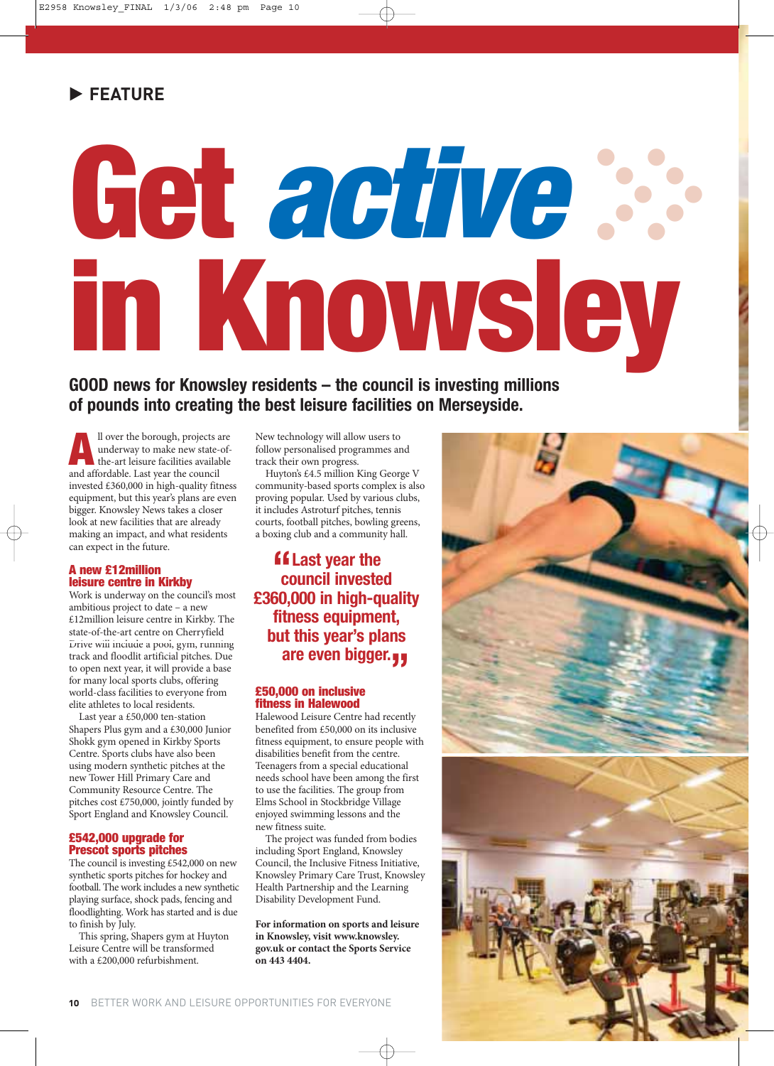▶ FEATURE

# Get active in Knowsley

**GOOD news for Knowsley residents – the council is investing millions of pounds into creating the best leisure facilities on Merseyside.**

All over the borough, projects are underway to make new state-of-the-art leisure facilities available and affordable. Last year the council invested £360,000 in high-quality fitness equipment, but this year's plans are even bigger. Knowsley News takes a closer look at new facilities that are already making an impact, and what residents can expect in the future.

### A new £12million leisure centre in Kirkby

Work is underway on the council's most ambitious project to date – a new £12million leisure centre in Kirkby. The state-of-the-art centre on Cherryfield Drive will include a pool, gym, running track and floodlit artificial pitches. Due to open next year, it will provide a base for many local sports clubs, offering world-class facilities to everyone from elite athletes to local residents.

Last year a £50,000 ten-station Shapers Plus gym and a £30,000 Junior Shokk gym opened in Kirkby Sports Centre. Sports clubs have also been using modern synthetic pitches at the new Tower Hill Primary Care and Community Resource Centre. The pitches cost £750,000, jointly funded by Sport England and Knowsley Council.

### £542,000 upgrade for Prescot sports pitches

The council is investing £542,000 on new synthetic sports pitches for hockey and football. The work includes a new synthetic playing surface, shock pads, fencing and floodlighting. Work has started and is due to finish by July.

This spring, Shapers gym at Huyton Leisure Centre will be transformed with a £200,000 refurbishment. New technology will allow users to follow personalised programmes and track their own progress.

Huyton's £4.5 million King George V community-based sports complex is also proving popular. Used by various clubs, it includes Astroturf pitches, tennis courts, football pitches, bowling greens, a boxing club and a community hall.

> "Last year the council invested £360,000 in high-quality fitness equipment, but this year's plans are even bigger."

### £50,000 on inclusive fitness in Halewood

Halewood Leisure Centre had recently benefited from £50,000 on its inclusive fitness equipment, to ensure people with disabilities benefit from the centre. Teenagers from a special educational needs school have been among the first to use the facilities. The group from Elms School in Stockbridge Village enjoyed swimming lessons and the new fitness suite.

The project was funded from bodies including Sport England, Knowsley Council, the Inclusive Fitness Initiative, Knowsley Primary Care Trust, Knowsley Health Partnership and the Learning Disability Development Fund.

**For information on sports and leisure in Knowsley, visit www.knowsley.gov.uk or contact the Sports Service on 443 4404.**

BETTER WORK AND LEISURE OPPORTUNITIES FOR EVERYONE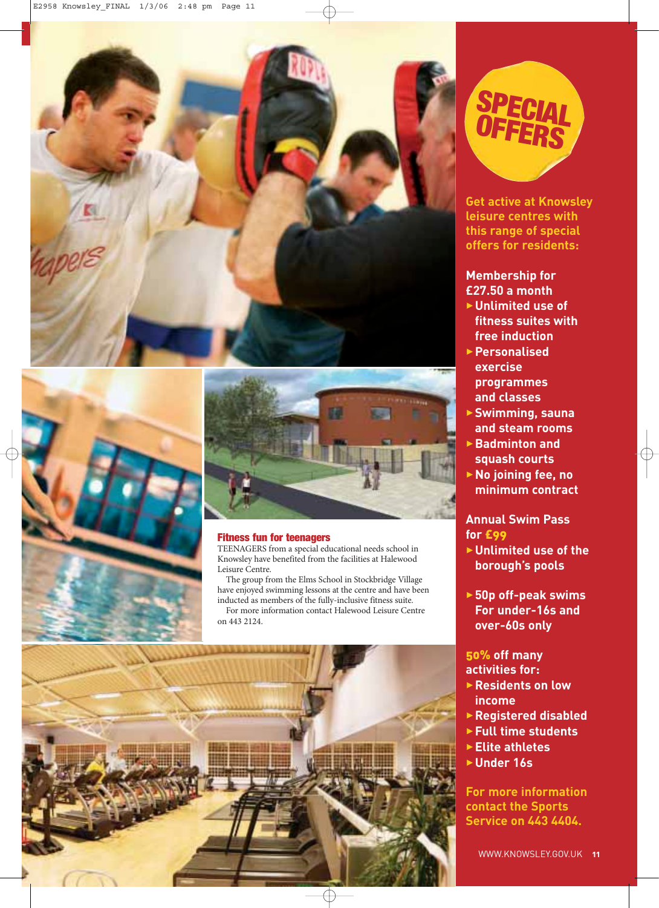## Fitness fun for teenagers

TEENAGERS from a special educational needs school in Knowsley have benefited from the facilities at Halewood Leisure Centre.

The group from the Elms School in Stockbridge Village have enjoyed swimming lessons at the centre and have been inducted as members of the fully-inclusive fitness suite.

For more information contact Halewood Leisure Centre on 443 2124.

# SPECIAL OFFERS

**Get active at Knowsley leisure centres with this range of special offers for residents:**

**Membership for £27.50 a month**

- Unlimited use of fitness suites with free induction
- Personalised exercise programmes and classes
- Swimming, sauna and steam rooms
- Badminton and squash courts
- No joining fee, no minimum contract

**Annual Swim Pass for £99**

- Unlimited use of the borough's pools

- 50p off-peak swims For under-16s and over-60s only

**50% off many activities for:**

- Residents on low income
- Registered disabled
- Full time students
- Elite athletes
- Under 16s

**For more information contact the Sports Service on 443 4404.**

WWW.KNOWSLEY.GOV.UK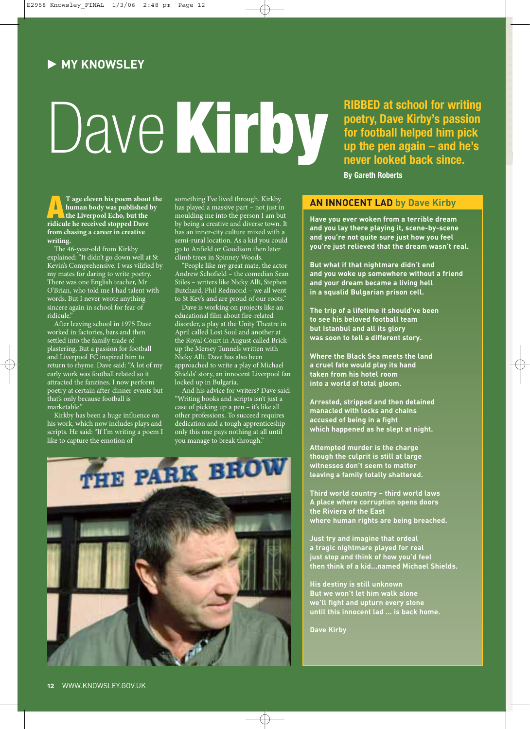## ▶ MY KNOWSLEY

# Dave Kirby

**RIBBED at school for writing poetry, Dave Kirby's passion for football helped him pick up the pen again – and he's never looked back since.**

**By Gareth Roberts**

**AT age eleven his poem about the human body was published by the Liverpool Echo, but the ridicule he received stopped Dave from chasing a career in creative writing.**

The 46-year-old from Kirkby explained: "It didn't go down well at St Kevin's Comprehensive. I was vilified by my mates for daring to write poetry. There was one English teacher, Mr O'Brian, who told me I had talent with words. But I never wrote anything sincere again in school for fear of ridicule."

After leaving school in 1975 Dave worked in factories, bars and then settled into the family trade of plastering. But a passion for football and Liverpool FC inspired him to return to rhyme. Dave said: "A lot of my early work was football related so it attracted the fanzines. I now perform poetry at certain after-dinner events but that's only because football is marketable."

Kirkby has been a huge influence on his work, which now includes plays and scripts. He said: "If I'm writing a poem I like to capture the emotion of something I've lived through. Kirkby has played a massive part – not just in moulding me into the person I am but by being a creative and diverse town. It has an inner-city culture mixed with a semi-rural location. As a kid you could go to Anfield or Goodison then later climb trees in Spinney Woods.

"People like my great mate, the actor Andrew Schofield – the comedian Sean Stiles – writers like Nicky Allt, Stephen Butchard, Phil Redmond – we all went to St Kev's and are proud of our roots."

Dave is working on projects like an educational film about fire-related disorder, a play at the Unity Theatre in April called Lost Soul and another at the Royal Court in August called Brick-up the Mersey Tunnels written with Nicky Allt. Dave has also been approached to write a play of Michael Shields' story, an innocent Liverpool fan locked up in Bulgaria.

And his advice for writers? Dave said: "Writing books and scripts isn't just a case of picking up a pen – it's like all other professions. To succeed requires dedication and a tough apprenticeship – only this one pays nothing at all until you manage to break through."

### AN INNOCENT LAD by Dave Kirby

**Have you ever woken from a terrible dream**
**and you lay there playing it, scene-by-scene**
**and you're not quite sure just how you feel**
**you're just relieved that the dream wasn't real.**

**But what if that nightmare didn't end**
**and you woke up somewhere without a friend**
**and your dream became a living hell**
**in a squalid Bulgarian prison cell.**

**The trip of a lifetime it should've been**
**to see his beloved football team**
**but Istanbul and all its glory**
**was soon to tell a different story.**

**Where the Black Sea meets the land**
**a cruel fate would play its hand**
**taken from his hotel room**
**into a world of total gloom.**

**Arrested, stripped and then detained**
**manacled with locks and chains**
**accused of being in a fight**
**which happened as he slept at night.**

**Attempted murder is the charge**
**though the culprit is still at large**
**witnesses don't seem to matter**
**leaving a family totally shattered.**

**Third world country – third world laws**
**A place where corruption opens doors**
**the Riviera of the East**
**where human rights are being breached.**

**Just try and imagine that ordeal**
**a tragic nightmare played for real**
**just stop and think of how you'd feel**
**then think of a kid...named Michael Shields.**

**His destiny is still unknown**
**But we won't let him walk alone**
**we'll fight and upturn every stone**
**until this innocent lad ... is back home.**

**Dave Kirby**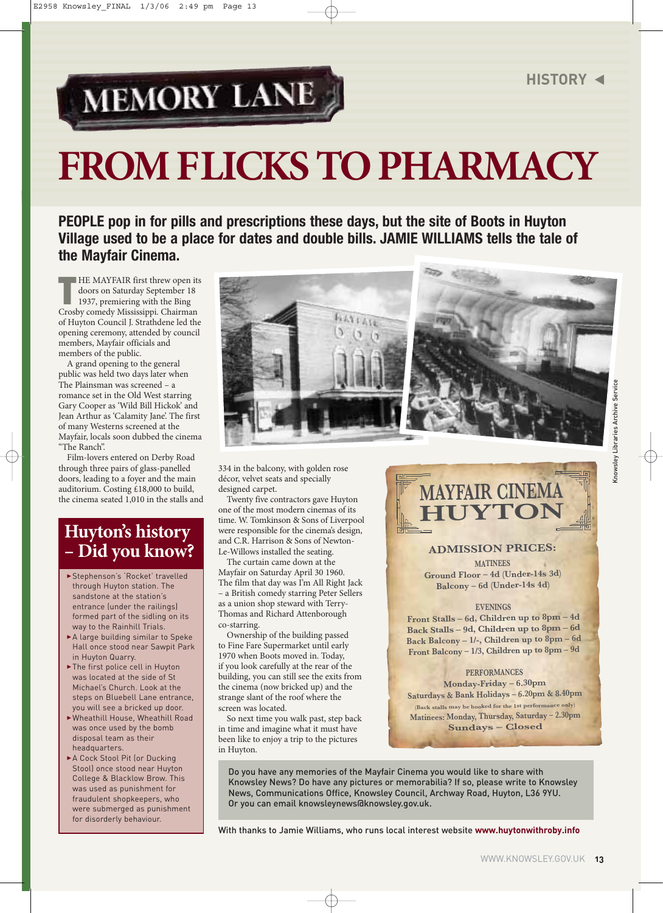HISTORY ◀

# MEMORY LANE

# FROM FLICKS TO PHARMACY

**PEOPLE pop in for pills and prescriptions these days, but the site of Boots in Huyton Village used to be a place for dates and double bills. JAMIE WILLIAMS tells the tale of the Mayfair Cinema.**

THE MAYFAIR first threw open its doors on Saturday September 18 1937, premiering with the Bing Crosby comedy Mississippi. Chairman of Huyton Council J. Strathdene led the opening ceremony, attended by council members, Mayfair officials and members of the public.

A grand opening to the general public was held two days later when The Plainsman was screened – a romance set in the Old West starring Gary Cooper as 'Wild Bill Hickok' and Jean Arthur as 'Calamity Jane'. The first of many Westerns screened at the Mayfair, locals soon dubbed the cinema "The Ranch".

Film-lovers entered on Derby Road through three pairs of glass-panelled doors, leading to a foyer and the main auditorium. Costing £18,000 to build, the cinema seated 1,010 in the stalls and 334 in the balcony, with golden rose décor, velvet seats and specially designed carpet.

Twenty five contractors gave Huyton one of the most modern cinemas of its time. W. Tomkinson & Sons of Liverpool were responsible for the cinema's design, and C.R. Harrison & Sons of Newton-Le-Willows installed the seating.

The curtain came down at the Mayfair on Saturday April 30 1960. The film that day was I'm All Right Jack – a British comedy starring Peter Sellers as a union shop steward with Terry-Thomas and Richard Attenborough co-starring.

Ownership of the building passed to Fine Fare Supermarket until early 1970 when Boots moved in. Today, if you look carefully at the rear of the building, you can still see the exits from the cinema (now bricked up) and the strange slant of the roof where the screen was located.

So next time you walk past, step back in time and imagine what it must have been like to enjoy a trip to the pictures in Huyton.

Knowsley Libraries Archive Service

## Huyton's history – Did you know?

- Stephenson's 'Rocket' travelled through Huyton station. The sandstone at the station's entrance (under the railings) formed part of the sidling on its way to the Rainhill Trials.
- A large building similar to Speke Hall once stood near Sawpit Park in Huyton Quarry.
- The first police cell in Huyton was located at the side of St Michael's Church. Look at the steps on Bluebell Lane entrance, you will see a bricked up door.
- Wheathill House, Wheathill Road was once used by the bomb disposal team as their headquarters.
- A Cock Stool Pit (or Ducking Stool) once stood near Huyton College & Blacklow Brow. This was used as punishment for fraudulent shopkeepers, who were submerged as punishment for disorderly behaviour.

## MAYFAIR CINEMA HUYTON

**ADMISSION PRICES:**

MATINEES
Ground Floor – 4d (Under-14s 3d)
Balcony – 6d (Under-14s 4d)

EVENINGS
Front Stalls – 6d, Children up to 8pm – 4d
Back Stalls – 9d, Children up to 8pm – 6d
Back Balcony – 1/-, Children up to 8pm – 6d
Front Balcony – 1/3, Children up to 8pm – 9d

PERFORMANCES
Monday-Friday – 6.30pm
Saturdays & Bank Holidays – 6.20pm & 8.40pm
(Back stalls may be booked for the 1st performance only)
Matinees: Monday, Thursday, Saturday – 2.30pm
Sundays – Closed

Do you have any memories of the Mayfair Cinema you would like to share with Knowsley News? Do have any pictures or memorabilia? If so, please write to Knowsley News, Communications Office, Knowsley Council, Archway Road, Huyton, L36 9YU. Or you can email knowsleynews@knowsley.gov.uk.

With thanks to Jamie Williams, who runs local interest website **www.huytonwithroby.info**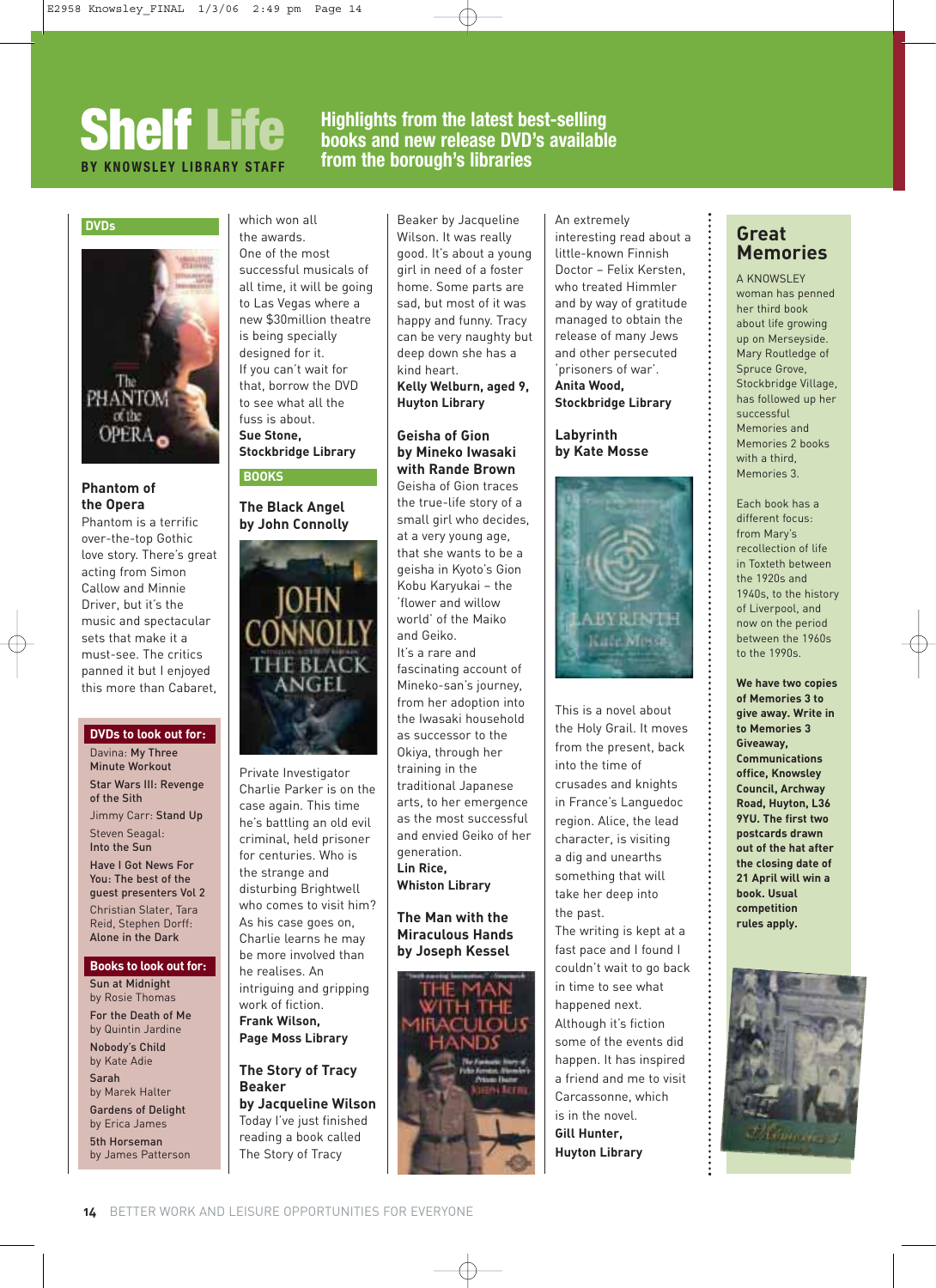# Shelf Life

**BY KNOWSLEY LIBRARY STAFF**

**Highlights from the latest best-selling books and new release DVD's available from the borough's libraries**

## DVDs

### Phantom of the Opera

Phantom is a terrific over-the-top Gothic love story. There's great acting from Simon Callow and Minnie Driver, but it's the music and spectacular sets that make it a must-see. The critics panned it but I enjoyed this more than Cabaret, which won all the awards.

One of the most successful musicals of all time, it will be going to Las Vegas where a new $30million theatre is being specially designed for it.

If you can't wait for that, borrow the DVD to see what all the fuss is about.

**Sue Stone, Stockbridge Library**

**DVDs to look out for:**

- Davina: **My Three Minute Workout**
- **Star Wars III: Revenge of the Sith**
- Jimmy Carr: **Stand Up**
- Steven Seagal: **Into the Sun**
- **Have I Got News For You: The best of the guest presenters Vol 2**
- Christian Slater, Tara Reid, Stephen Dorff: **Alone in the Dark**

**Books to look out for:**

- **Sun at Midnight** by Rosie Thomas
- **For the Death of Me** by Quintin Jardine
- **Nobody's Child** by Kate Adie
- **Sarah** by Marek Halter
- **Gardens of Delight** by Erica James
- **5th Horseman** by James Patterson

## BOOKS

### The Black Angel by John Connolly

Private Investigator Charlie Parker is on the case again. This time he's battling an old evil criminal, held prisoner for centuries. Who is the strange and disturbing Brightwell who comes to visit him? As his case goes on, Charlie learns he may be more involved than he realises. An intriguing and gripping work of fiction.

**Frank Wilson, Page Moss Library**

### The Story of Tracy Beaker by Jacqueline Wilson

Today I've just finished reading a book called The Story of Tracy Beaker by Jacqueline Wilson. It was really good. It's about a young girl in need of a foster home. Some parts are sad, but most of it was happy and funny. Tracy can be very naughty but deep down she has a kind heart.

**Kelly Welburn, aged 9, Huyton Library**

### Geisha of Gion by Mineko Iwasaki with Rande Brown

Geisha of Gion traces the true-life story of a small girl who decides, at a very young age, that she wants to be a geisha in Kyoto's Gion Kobu Karyukai – the 'flower and willow world' of the Maiko and Geiko.

It's a rare and fascinating account of Mineko-san's journey, from her adoption into the Iwasaki household as successor to the Okiya, through her training in the traditional Japanese arts, to her emergence as the most successful and envied Geiko of her generation.

**Lin Rice, Whiston Library**

### The Man with the Miraculous Hands by Joseph Kessel

An extremely interesting read about a little-known Finnish Doctor – Felix Kersten, who treated Himmler and by way of gratitude managed to obtain the release of many Jews and other persecuted 'prisoners of war'.

**Anita Wood, Stockbridge Library**

### Labyrinth by Kate Mosse

This is a novel about the Holy Grail. It moves from the present, back into the time of crusades and knights in France's Languedoc region. Alice, the lead character, is visiting a dig and unearths something that will take her deep into the past.

The writing is kept at a fast pace and I found I couldn't wait to go back in time to see what happened next.

Although it's fiction some of the events did happen. It has inspired a friend and me to visit Carcassonne, which is in the novel.

**Gill Hunter, Huyton Library**

## Great Memories

A KNOWSLEY woman has penned her third book about life growing up on Merseyside. Mary Routledge of Spruce Grove, Stockbridge Village, has followed up her successful Memories and Memories 2 books with a third, Memories 3.

Each book has a different focus: from Mary's recollection of life in Toxteth between the 1920s and 1940s, to the history of Liverpool, and now on the period between the 1960s to the 1990s.

**We have two copies of Memories 3 to give away. Write in to Memories 3 Giveaway, Communications office, Knowsley Council, Archway Road, Huyton, L36 9YU. The first two postcards drawn out of the hat after the closing date of 21 April will win a book. Usual competition rules apply.**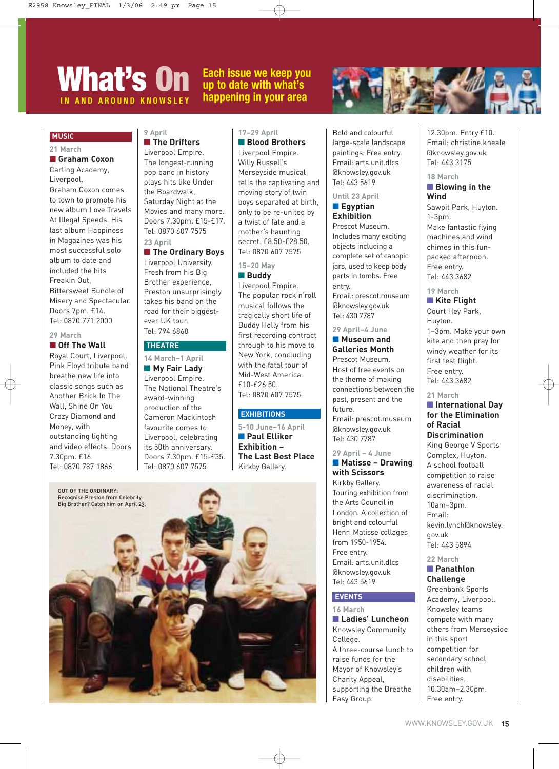# What's On

**IN AND AROUND KNOWSLEY**

**Each issue we keep you up to date with what's happening in your area**

## MUSIC

21 March

### Graham Coxon

Carling Academy, Liverpool.
Graham Coxon comes to town to promote his new album Love Travels At Illegal Speeds. His last album Happiness in Magazines was his most successful solo album to date and included the hits Freakin Out, Bittersweet Bundle of Misery and Spectacular. Doors 7pm. £14.
Tel: 0870 771 2000

29 March

### Off The Wall

Royal Court, Liverpool.
Pink Floyd tribute band breathe new life into classic songs such as Another Brick In The Wall, Shine On You Crazy Diamond and Money, with outstanding lighting and video effects. Doors 7.30pm. £16.
Tel: 0870 787 1866

9 April

### The Drifters

Liverpool Empire.
The longest-running pop band in history plays hits like Under the Boardwalk, Saturday Night at the Movies and many more. Doors 7.30pm. £15-£17.
Tel: 0870 607 7575

23 April

### The Ordinary Boys

Liverpool University.
Fresh from his Big Brother experience, Preston unsurprisingly takes his band on the road for their biggest-ever UK tour.
Tel: 794 6868

## THEATRE

14 March–1 April

### My Fair Lady

Liverpool Empire.
The National Theatre's award-winning production of the Cameron Mackintosh favourite comes to Liverpool, celebrating its 50th anniversary.
Doors 7.30pm. £15-£35.
Tel: 0870 607 7575

17–29 April

### Blood Brothers

Liverpool Empire.
Willy Russell's Merseyside musical tells the captivating and moving story of twin boys separated at birth, only to be re-united by a twist of fate and a mother's haunting secret. £8.50-£28.50.
Tel: 0870 607 7575

15–20 May

### Buddy

Liverpool Empire.
The popular rock'n'roll musical follows the tragically short life of Buddy Holly from his first recording contract through to his move to New York, concluding with the fatal tour of Mid-West America.
£10-£26.50.
Tel: 0870 607 7575.

## EXHIBITIONS

5-10 June–16 April

### Paul Elliker Exhibition – The Last Best Place

Kirkby Gallery.
Bold and colourful large-scale landscape paintings. Free entry.
Email: arts.unit.dlcs@knowsley.gov.uk
Tel: 443 5619

Until 23 April

### Egyptian Exhibition

Prescot Museum.
Includes many exciting objects including a complete set of canopic jars, used to keep body parts in tombs. Free entry.
Email: prescot.museum@knowsley.gov.uk
Tel: 430 7787

29 April–4 June

### Museum and Galleries Month

Prescot Museum.
Host of free events on the theme of making connections between the past, present and the future.
Email: prescot.museum@knowsley.gov.uk
Tel: 430 7787

29 April – 4 June

### Matisse – Drawing with Scissors

Kirkby Gallery.
Touring exhibition from the Arts Council in London. A collection of bright and colourful Henri Matisse collages from 1950-1954.
Free entry.
Email: arts.unit.dlcs@knowsley.gov.uk
Tel: 443 5619

## EVENTS

16 March

### Ladies' Luncheon

Knowsley Community College.
A three-course lunch to raise funds for the Mayor of Knowsley's Charity Appeal, supporting the Breathe Easy Group.
12.30pm. Entry £10.
Email: christine.kneale@knowsley.gov.uk
Tel: 443 3175

18 March

### Blowing in the Wind

Sawpit Park, Huyton.
1-3pm.
Make fantastic flying machines and wind chimes in this fun-packed afternoon.
Free entry.
Tel: 443 3682

19 March

### Kite Flight

Court Hey Park, Huyton.
1–3pm. Make your own kite and then pray for windy weather for its first test flight.
Free entry.
Tel: 443 3682

21 March

### International Day for the Elimination of Racial Discrimination

King George V Sports Complex, Huyton.
A school football competition to raise awareness of racial discrimination.
10am–3pm.
Email: kevin.lynch@knowsley.gov.uk
Tel: 443 5894

22 March

### Panathlon Challenge

Greenbank Sports Academy, Liverpool.
Knowsley teams compete with many others from Merseyside in this sport competition for secondary school children with disabilities.
10.30am–2.30pm.
Free entry.

OUT OF THE ORDINARY: Recognise Preston from Celebrity Big Brother? Catch him on April 23.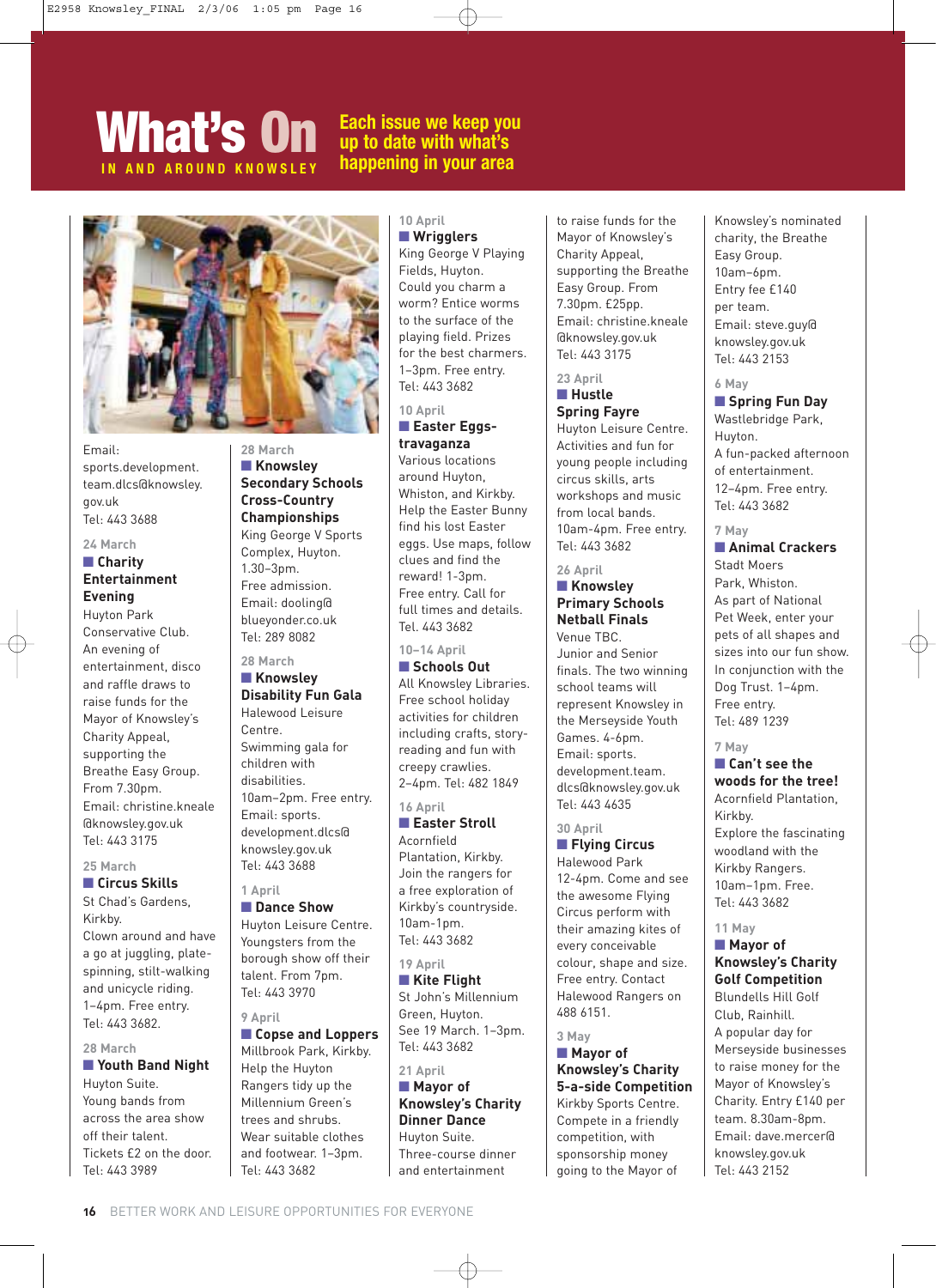# What's On

IN AND AROUND KNOWSLEY

**Each issue we keep you up to date with what's happening in your area**

Email: sports.development.team.dlcs@knowsley.gov.uk
Tel: 443 3688

24 March
### Charity Entertainment Evening
Huyton Park Conservative Club.
An evening of entertainment, disco and raffle draws to raise funds for the Mayor of Knowsley's Charity Appeal, supporting the Breathe Easy Group.
From 7.30pm.
Email: christine.kneale@knowsley.gov.uk
Tel: 443 3175

25 March
### Circus Skills
St Chad's Gardens, Kirkby.
Clown around and have a go at juggling, plate-spinning, stilt-walking and unicycle riding.
1–4pm. Free entry.
Tel: 443 3682.

28 March
### Youth Band Night
Huyton Suite.
Young bands from across the area show off their talent.
Tickets £2 on the door.
Tel: 443 3989

28 March
### Knowsley Secondary Schools Cross-Country Championships
King George V Sports Complex, Huyton.
1.30–3pm.
Free admission.
Email: dooling@blueyonder.co.uk
Tel: 289 8082

28 March
### Knowsley Disability Fun Gala
Halewood Leisure Centre.
Swimming gala for children with disabilities.
10am–2pm. Free entry.
Email: sports.development.dlcs@knowsley.gov.uk
Tel: 443 3688

1 April
### Dance Show
Huyton Leisure Centre.
Youngsters from the borough show off their talent. From 7pm.
Tel: 443 3970

9 April
### Copse and Loppers
Millbrook Park, Kirkby.
Help the Huyton Rangers tidy up the Millennium Green's trees and shrubs.
Wear suitable clothes and footwear. 1–3pm.
Tel: 443 3682

10 April
### Wrigglers
King George V Playing Fields, Huyton.
Could you charm a worm? Entice worms to the surface of the playing field. Prizes for the best charmers.
1–3pm. Free entry.
Tel: 443 3682

10 April
### Easter Eggs-travaganza
Various locations around Huyton, Whiston, and Kirkby.
Help the Easter Bunny find his lost Easter eggs. Use maps, follow clues and find the reward! 1–3pm.
Free entry. Call for full times and details.
Tel. 443 3682

10–14 April
### Schools Out
All Knowsley Libraries.
Free school holiday activities for children including crafts, story-reading and fun with creepy crawlies.
2–4pm. Tel: 482 1849

16 April
### Easter Stroll
Acornfield Plantation, Kirkby.
Join the rangers for a free exploration of Kirkby's countryside.
10am-1pm.
Tel: 443 3682

19 April
### Kite Flight
St John's Millennium Green, Huyton.
See 19 March. 1–3pm.
Tel: 443 3682

21 April
### Mayor of Knowsley's Charity Dinner Dance
Huyton Suite.
Three-course dinner and entertainment to raise funds for the Mayor of Knowsley's Charity Appeal, supporting the Breathe Easy Group. From 7.30pm. £25pp.
Email: christine.kneale@knowsley.gov.uk
Tel: 443 3175

23 April
### Hustle Spring Fayre
Huyton Leisure Centre.
Activities and fun for young people including circus skills, arts workshops and music from local bands.
10am-4pm. Free entry.
Tel: 443 3682

26 April
### Knowsley Primary Schools Netball Finals
Venue TBC.
Junior and Senior finals. The two winning school teams will represent Knowsley in the Merseyside Youth Games. 4-6pm.
Email: sports.development.team.dlcs@knowsley.gov.uk
Tel: 443 4635

30 April
### Flying Circus
Halewood Park
12-4pm. Come and see the awesome Flying Circus perform with their amazing kites of every conceivable colour, shape and size.
Free entry. Contact Halewood Rangers on 488 6151.

3 May
### Mayor of Knowsley's Charity 5-a-side Competition
Kirkby Sports Centre.
Compete in a friendly competition, with sponsorship money going to the Mayor of Knowsley's nominated charity, the Breathe Easy Group.
10am–6pm.
Entry fee £140 per team.
Email: steve.guy@knowsley.gov.uk
Tel: 443 2153

6 May
### Spring Fun Day
Wastlebridge Park, Huyton.
A fun-packed afternoon of entertainment.
12–4pm. Free entry.
Tel: 443 3682

7 May
### Animal Crackers
Stadt Moers Park, Whiston.
As part of National Pet Week, enter your pets of all shapes and sizes into our fun show.
In conjunction with the Dog Trust. 1–4pm.
Free entry.
Tel: 489 1239

7 May
### Can't see the woods for the tree!
Acornfield Plantation, Kirkby.
Explore the fascinating woodland with the Kirkby Rangers.
10am–1pm. Free.
Tel: 443 3682

11 May
### Mayor of Knowsley's Charity Golf Competition
Blundells Hill Golf Club, Rainhill.
A popular day for Merseyside businesses to raise money for the Mayor of Knowsley's Charity. Entry £140 per team. 8.30am-8pm.
Email: dave.mercer@knowsley.gov.uk
Tel: 443 2152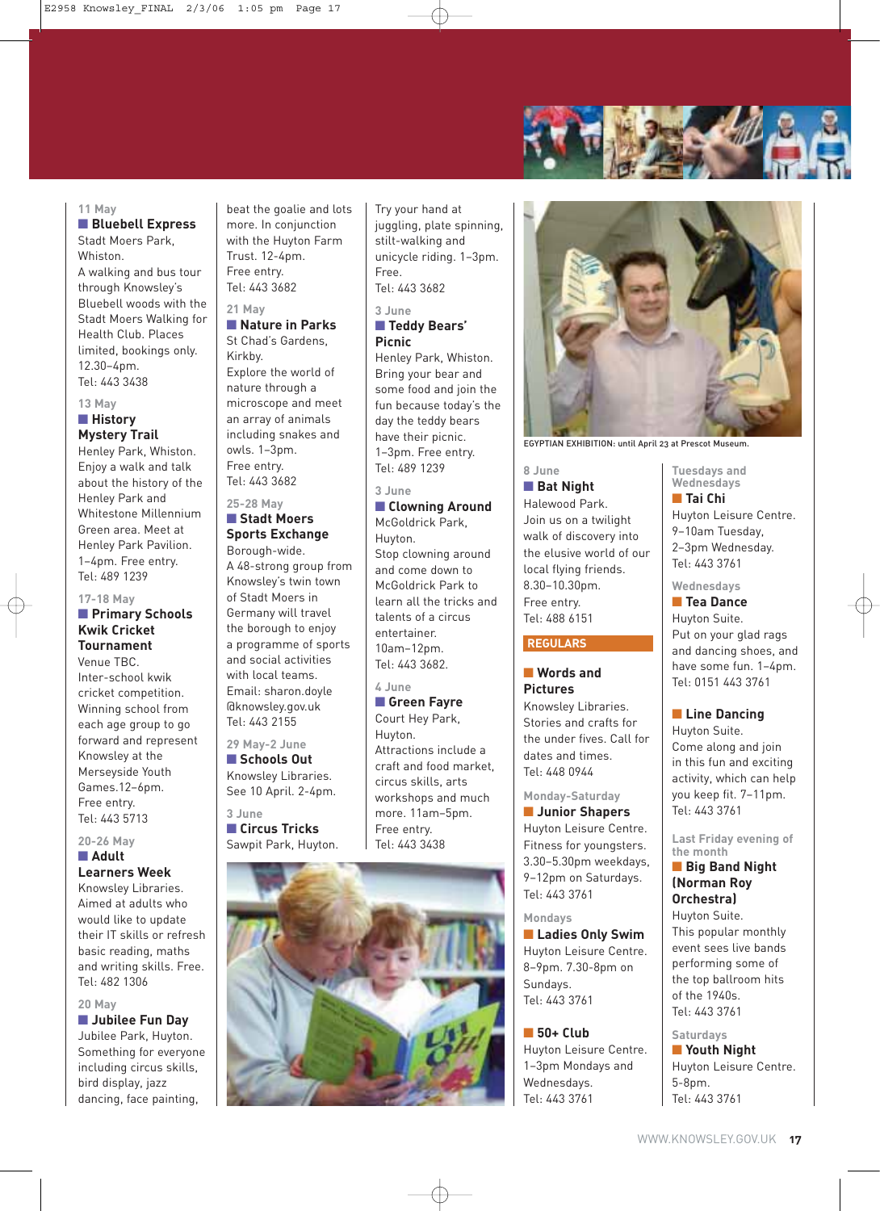11 May
### Bluebell Express
Stadt Moers Park, Whiston.
A walking and bus tour through Knowsley's Bluebell woods with the Stadt Moers Walking for Health Club. Places limited, bookings only. 12.30–4pm.
Tel: 443 3438

13 May
### History Mystery Trail
Henley Park, Whiston.
Enjoy a walk and talk about the history of the Henley Park and Whitestone Millennium Green area. Meet at Henley Park Pavilion. 1–4pm. Free entry.
Tel: 489 1239

17-18 May
### Primary Schools Kwik Cricket Tournament
Venue TBC.
Inter-school kwik cricket competition. Winning school from each age group to go forward and represent Knowsley at the Merseyside Youth Games.12–6pm.
Free entry.
Tel: 443 5713

20-26 May
### Adult Learners Week
Knowsley Libraries.
Aimed at adults who would like to update their IT skills or refresh basic reading, maths and writing skills. Free.
Tel: 482 1306

20 May
### Jubilee Fun Day
Jubilee Park, Huyton.
Something for everyone including circus skills, bird display, jazz dancing, face painting, beat the goalie and lots more. In conjunction with the Huyton Farm Trust. 12-4pm.
Free entry.
Tel: 443 3682

21 May
### Nature in Parks
St Chad's Gardens, Kirkby.
Explore the world of nature through a microscope and meet an array of animals including snakes and owls. 1–3pm.
Free entry.
Tel: 443 3682

25-28 May
### Stadt Moers Sports Exchange
Borough-wide.
A 48-strong group from Knowsley's twin town of Stadt Moers in Germany will travel the borough to enjoy a programme of sports and social activities with local teams.
Email: sharon.doyle@knowsley.gov.uk
Tel: 443 2155

29 May-2 June
### Schools Out
Knowsley Libraries.
See 10 April. 2-4pm.

3 June
### Circus Tricks
Sawpit Park, Huyton.
Try your hand at juggling, plate spinning, stilt-walking and unicycle riding. 1–3pm.
Free.
Tel: 443 3682

3 June
### Teddy Bears' Picnic
Henley Park, Whiston.
Bring your bear and some food and join the fun because today's the day the teddy bears have their picnic.
1–3pm. Free entry.
Tel: 489 1239

3 June
### Clowning Around
McGoldrick Park, Huyton.
Stop clowning around and come down to McGoldrick Park to learn all the tricks and talents of a circus entertainer.
10am–12pm.
Tel: 443 3682.

4 June
### Green Fayre
Court Hey Park, Huyton.
Attractions include a craft and food market, circus skills, arts workshops and much more. 11am–5pm.
Free entry.
Tel: 443 3438

EGYPTIAN EXHIBITION: until April 23 at Prescot Museum.

8 June
### Bat Night
Halewood Park.
Join us on a twilight walk of discovery into the elusive world of our local flying friends.
8.30–10.30pm.
Free entry.
Tel: 488 6151

## REGULARS

### Words and Pictures
Knowsley Libraries.
Stories and crafts for the under fives. Call for dates and times.
Tel: 448 0944

Monday-Saturday
### Junior Shapers
Huyton Leisure Centre.
Fitness for youngsters. 3.30–5.30pm weekdays, 9–12pm on Saturdays.
Tel: 443 3761

Mondays
### Ladies Only Swim
Huyton Leisure Centre.
8–9pm. 7.30-8pm on Sundays.
Tel: 443 3761

### 50+ Club
Huyton Leisure Centre.
1–3pm Mondays and Wednesdays.
Tel: 443 3761

Tuesdays and Wednesdays
### Tai Chi
Huyton Leisure Centre.
9–10am Tuesday, 2–3pm Wednesday.
Tel: 443 3761

Wednesdays
### Tea Dance
Huyton Suite.
Put on your glad rags and dancing shoes, and have some fun. 1–4pm.
Tel: 0151 443 3761

### Line Dancing
Huyton Suite.
Come along and join in this fun and exciting activity, which can help you keep fit. 7–11pm.
Tel: 443 3761

Last Friday evening of the month
### Big Band Night (Norman Roy Orchestra)
Huyton Suite.
This popular monthly event sees live bands performing some of the top ballroom hits of the 1940s.
Tel: 443 3761

Saturdays
### Youth Night
Huyton Leisure Centre.
5-8pm.
Tel: 443 3761

WWW.KNOWSLEY.GOV.UK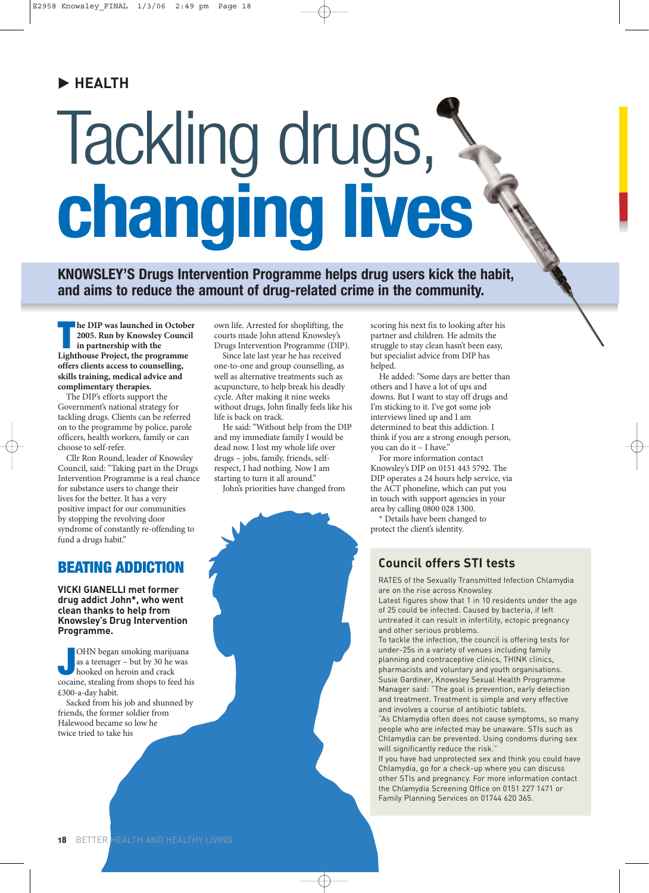HEALTH

# Tackling drugs, changing lives

**KNOWSLEY'S Drugs Intervention Programme helps drug users kick the habit, and aims to reduce the amount of drug-related crime in the community.**

**The DIP was launched in October 2005. Run by Knowsley Council in partnership with the Lighthouse Project, the programme offers clients access to counselling, skills training, medical advice and complimentary therapies.**

The DIP's efforts support the Government's national strategy for tackling drugs. Clients can be referred on to the programme by police, parole officers, health workers, family or can choose to self-refer.

Cllr Ron Round, leader of Knowsley Council, said: "Taking part in the Drugs Intervention Programme is a real chance for substance users to change their lives for the better. It has a very positive impact for our communities by stopping the revolving door syndrome of constantly re-offending to fund a drugs habit."

## BEATING ADDICTION

**VICKI GIANELLI met former drug addict John\*, who went clean thanks to help from Knowsley's Drug Intervention Programme.**

JOHN began smoking marijuana as a teenager – but by 30 he was hooked on heroin and crack cocaine, stealing from shops to feed his £300-a-day habit.

Sacked from his job and shunned by friends, the former soldier from Halewood became so low he twice tried to take his own life. Arrested for shoplifting, the courts made John attend Knowsley's Drugs Intervention Programme (DIP).

Since late last year he has received one-to-one and group counselling, as well as alternative treatments such as acupuncture, to help break his deadly cycle. After making it nine weeks without drugs, John finally feels like his life is back on track.

He said: "Without help from the DIP and my immediate family I would be dead now. I lost my whole life over drugs – jobs, family, friends, self-respect, I had nothing. Now I am starting to turn it all around."

John's priorities have changed from scoring his next fix to looking after his partner and children. He admits the struggle to stay clean hasn't been easy, but specialist advice from DIP has helped.

He added: "Some days are better than others and I have a lot of ups and downs. But I want to stay off drugs and I'm sticking to it. I've got some job interviews lined up and I am determined to beat this addiction. I think if you are a strong enough person, you can do it – I have."

For more information contact Knowsley's DIP on 0151 443 5792. The DIP operates a 24 hours help service, via the ACT phoneline, which can put you in touch with support agencies in your area by calling 0800 028 1300.

\* Details have been changed to protect the client's identity.

## Council offers STI tests

RATES of the Sexually Transmitted Infection Chlamydia are on the rise across Knowsley.

Latest figures show that 1 in 10 residents under the age of 25 could be infected. Caused by bacteria, if left untreated it can result in infertility, ectopic pregnancy and other serious problems.

To tackle the infection, the council is offering tests for under-25s in a variety of venues including family planning and contraceptive clinics, THINK clinics, pharmacists and voluntary and youth organisations.

Susie Gardiner, Knowsley Sexual Health Programme Manager said: "The goal is prevention, early detection and treatment. Treatment is simple and very effective and involves a course of antibiotic tablets.

"As Chlamydia often does not cause symptoms, so many people who are infected may be unaware. STIs such as Chlamydia can be prevented. Using condoms during sex will significantly reduce the risk."

If you have had unprotected sex and think you could have Chlamydia, go for a check-up where you can discuss other STIs and pregnancy. For more information contact the Chlamydia Screening Office on 0151 227 1471 or Family Planning Services on 01744 620 365.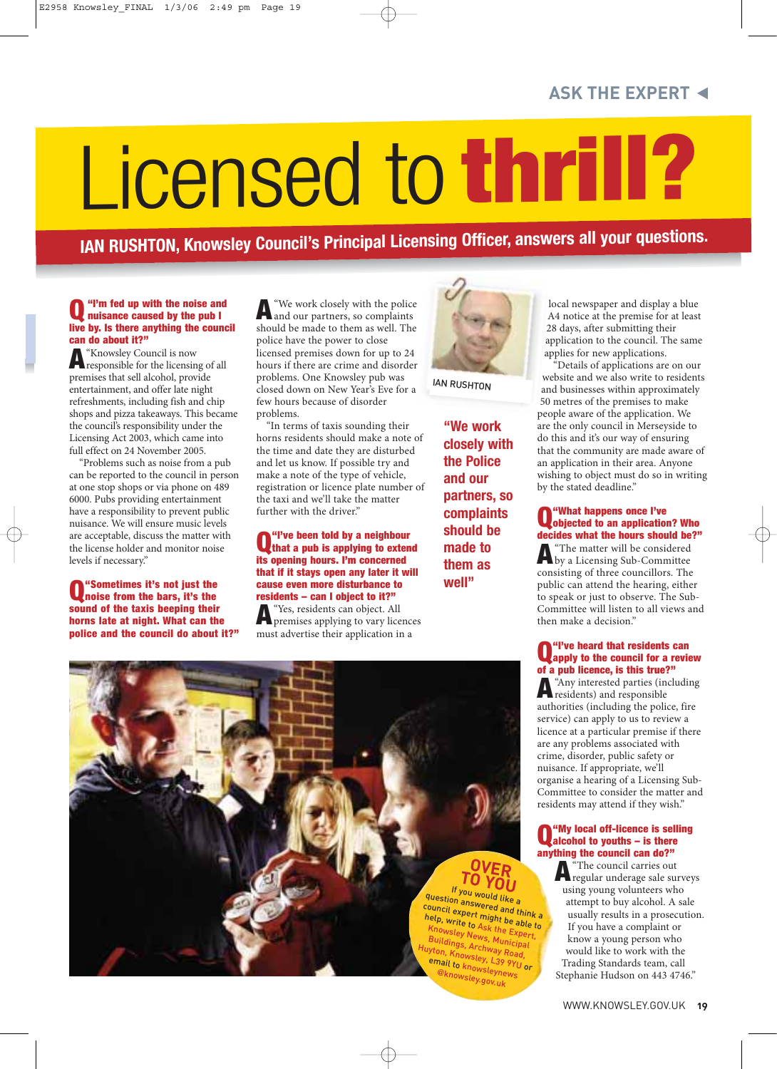ASK THE EXPERT

# Licensed to thrill?

**IAN RUSHTON, Knowsley Council's Principal Licensing Officer, answers all your questions.**

**Q "I'm fed up with the noise and nuisance caused by the pub I live by. Is there anything the council can do about it?"**

**A** "Knowsley Council is now responsible for the licensing of all premises that sell alcohol, provide entertainment, and offer late night refreshments, including fish and chip shops and pizza takeaways. This became the council's responsibility under the Licensing Act 2003, which came into full effect on 24 November 2005.

"Problems such as noise from a pub can be reported to the council in person at one stop shops or via phone on 489 6000. Pubs providing entertainment have a responsibility to prevent public nuisance. We will ensure music levels are acceptable, discuss the matter with the license holder and monitor noise levels if necessary."

**Q "Sometimes it's not just the noise from the bars, it's the sound of the taxis beeping their horns late at night. What can the police and the council do about it?"**

**A** "We work closely with the police and our partners, so complaints should be made to them as well. The police have the power to close licensed premises down for up to 24 hours if there are crime and disorder problems. One Knowsley pub was closed down on New Year's Eve for a few hours because of disorder problems.

"In terms of taxis sounding their horns residents should make a note of the time and date they are disturbed and let us know. If possible try and make a note of the type of vehicle, registration or licence plate number of the taxi and we'll take the matter further with the driver."

**Q "I've been told by a neighbour that a pub is applying to extend its opening hours. I'm concerned that if it stays open any later it will cause even more disturbance to residents – can I object to it?"**

**A** "Yes, residents can object. All premises applying to vary licences must advertise their application in a local newspaper and display a blue A4 notice at the premise for at least 28 days, after submitting their application to the council. The same applies for new applications.

"Details of applications are on our website and we also write to residents and businesses within approximately 50 metres of the premises to make people aware of the application. We are the only council in Merseyside to do this and it's our way of ensuring that the community are made aware of an application in their area. Anyone wishing to object must do so in writing by the stated deadline."

IAN RUSHTON

**"We work closely with the Police and our partners, so complaints should be made to them as well"**

**Q "What happens once I've objected to an application? Who decides what the hours should be?"**

**A** "The matter will be considered by a Licensing Sub-Committee consisting of three councillors. The public can attend the hearing, either to speak or just to observe. The Sub-Committee will listen to all views and then make a decision."

**Q "I've heard that residents can apply to the council for a review of a pub licence, is this true?"**

**A** "Any interested parties (including residents) and responsible authorities (including the police, fire service) can apply to us to review a licence at a particular premise if there are any problems associated with crime, disorder, public safety or nuisance. If appropriate, we'll organise a hearing of a Licensing Sub-Committee to consider the matter and residents may attend if they wish."

**Q "My local off-licence is selling alcohol to youths – is there anything the council can do?"**

**A** "The council carries out regular underage sale surveys using young volunteers who attempt to buy alcohol. A sale usually results in a prosecution. If you have a complaint or know a young person who would like to work with the Trading Standards team, call Stephanie Hudson on 443 4746."

**OVER TO YOU**

If you would like a question answered and think a council expert might be able to help, write to Ask the Expert, Knowsley News, Municipal Buildings, Archway Road, Huyton, Knowsley, L39 9YU or email to knowsleynews@knowsley.gov.uk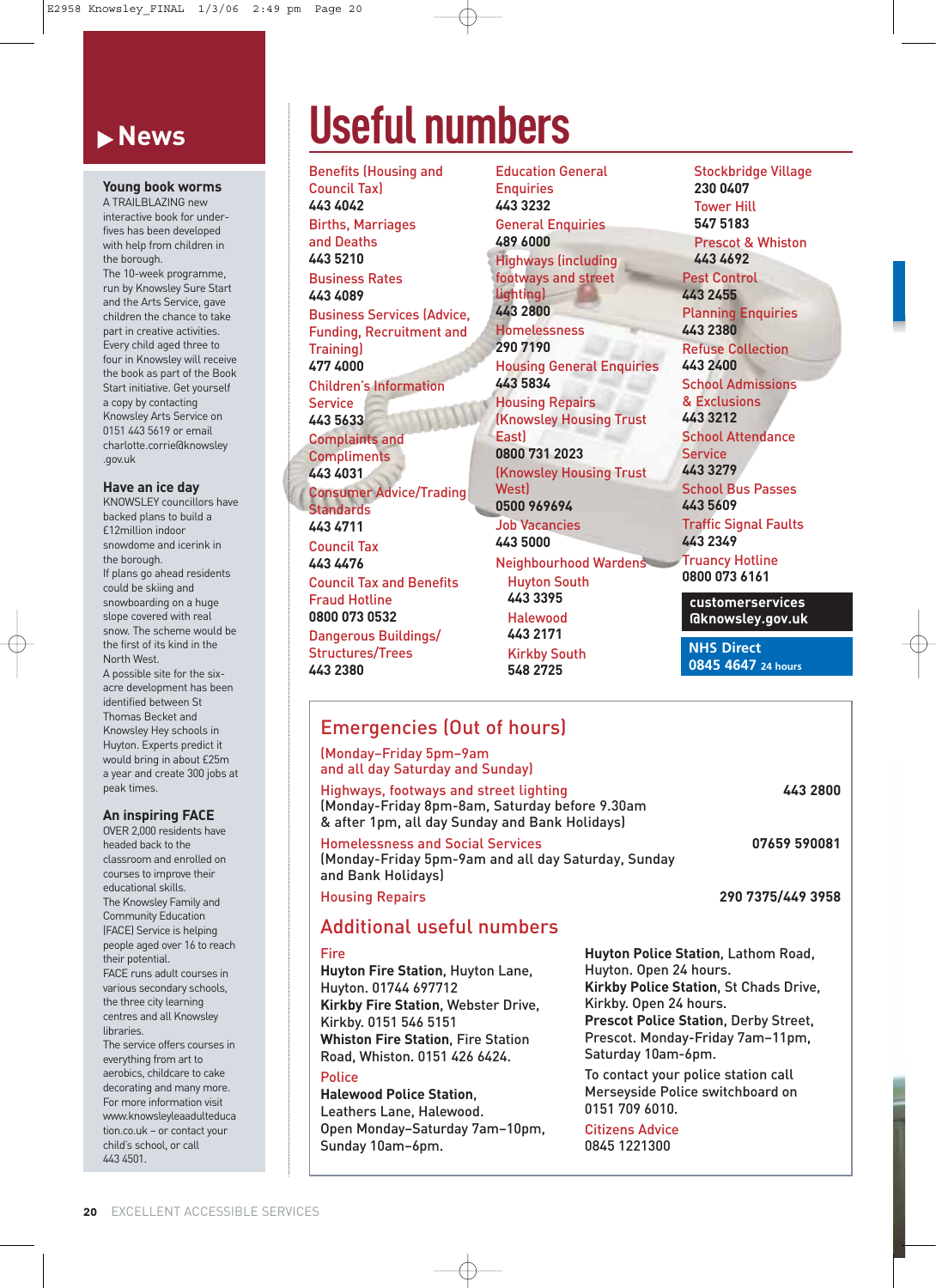# News

### Young book worms

A TRAILBLAZING new interactive book for under-fives has been developed with help from children in the borough.

The 10-week programme, run by Knowsley Sure Start and the Arts Service, gave children the chance to take part in creative activities. Every child aged three to four in Knowsley will receive the book as part of the Book Start initiative. Get yourself a copy by contacting Knowsley Arts Service on 0151 443 5619 or email charlotte.corrie@knowsley.gov.uk

### Have an ice day

KNOWSLEY councillors have backed plans to build a £12million indoor snowdome and icerink in the borough.

If plans go ahead residents could be skiing and snowboarding on a huge slope covered with real snow. The scheme would be the first of its kind in the North West.

A possible site for the six-acre development has been identified between St Thomas Becket and Knowsley Hey schools in Huyton. Experts predict it would bring in about £25m a year and create 300 jobs at peak times.

### An inspiring FACE

OVER 2,000 residents have headed back to the classroom and enrolled on courses to improve their educational skills.

The Knowsley Family and Community Education (FACE) Service is helping people aged over 16 to reach their potential.

FACE runs adult courses in various secondary schools, the three city learning centres and all Knowsley libraries.

The service offers courses in everything from art to aerobics, childcare to cake decorating and many more. For more information visit www.knowsleyleaadulteducation.co.uk – or contact your child's school, or call 443 4501.

# Useful numbers

Benefits (Housing and Council Tax)
**443 4042**

Births, Marriages and Deaths
**443 5210**

Business Rates
**443 4089**

Business Services (Advice, Funding, Recruitment and Training)
**477 4000**

Children's Information Service
**443 5633**

Complaints and Compliments
**443 4031**

Consumer Advice/Trading Standards
**443 4711**

Council Tax
**443 4476**

Council Tax and Benefits Fraud Hotline
**0800 073 0532**

Dangerous Buildings/Structures/Trees
**443 2380**

Education General Enquiries
**443 3232**

General Enquiries
**489 6000**

Highways (including footways and street lighting)
**443 2800**

Homelessness
**290 7190**

Housing General Enquiries
**443 5834**

Housing Repairs (Knowsley Housing Trust East)
**0800 731 2023**

(Knowsley Housing Trust West)
**0500 969694**

Job Vacancies
**443 5000**

Neighbourhood Wardens

- Huyton South **443 3395**
- Halewood **443 2171**
- Kirkby South **548 2725**
- Stockbridge Village **230 0407**
- Tower Hill **547 5183**
- Prescot & Whiston **443 4692**

Pest Control
**443 2455**

Planning Enquiries
**443 2380**

Refuse Collection
**443 2400**

School Admissions & Exclusions
**443 3212**

School Attendance Service
**443 3279**

School Bus Passes
**443 5609**

Traffic Signal Faults
**443 2349**

Truancy Hotline
**0800 073 6161**

**customerservices@knowsley.gov.uk**

**NHS Direct**
**0845 4647** 24 hours

## Emergencies (Out of hours)

(Monday–Friday 5pm–9am and all day Saturday and Sunday)

Highways, footways and street lighting — **443 2800**
(Monday-Friday 8pm-8am, Saturday before 9.30am & after 1pm, all day Sunday and Bank Holidays)

Homelessness and Social Services — **07659 590081**
(Monday-Friday 5pm-9am and all day Saturday, Sunday and Bank Holidays)

Housing Repairs — **290 7375/449 3958**

## Additional useful numbers

**Fire**

**Huyton Fire Station**, Huyton Lane, Huyton. 01744 697712

**Kirkby Fire Station**, Webster Drive, Kirkby. 0151 546 5151

**Whiston Fire Station**, Fire Station Road, Whiston. 0151 426 6424.

**Police**

**Halewood Police Station**, Leathers Lane, Halewood. Open Monday–Saturday 7am–10pm, Sunday 10am–6pm.

**Huyton Police Station**, Lathom Road, Huyton. Open 24 hours.

**Kirkby Police Station**, St Chads Drive, Kirkby. Open 24 hours.

**Prescot Police Station**, Derby Street, Prescot. Monday-Friday 7am–11pm, Saturday 10am-6pm.

To contact your police station call Merseyside Police switchboard on 0151 709 6010.

**Citizens Advice**
0845 1221300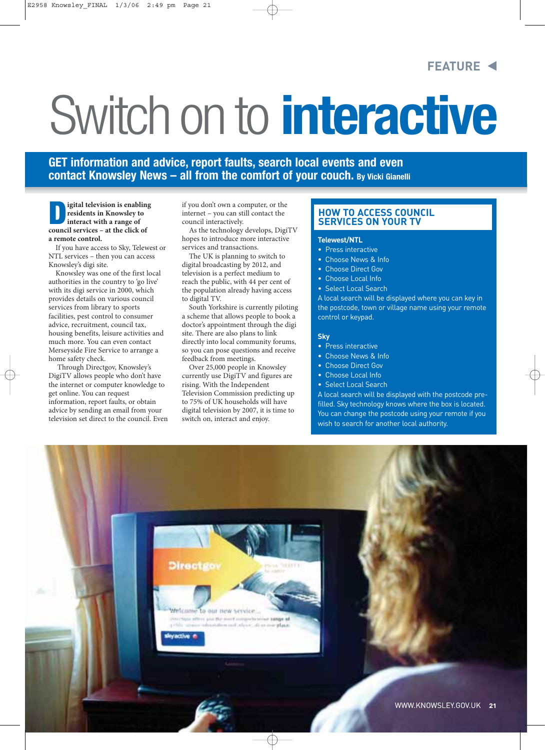FEATURE

# Switch on to **interactive**

**GET information and advice, report faults, search local events and even contact Knowsley News – all from the comfort of your couch.** By Vicki Gianelli

**Digital television is enabling residents in Knowsley to interact with a range of council services – at the click of a remote control.**

If you have access to Sky, Telewest or NTL services – then you can access Knowsley's digi site.

Knowsley was one of the first local authorities in the country to 'go live' with its digi service in 2000, which provides details on various council services from library to sports facilities, pest control to consumer advice, recruitment, council tax, housing benefits, leisure activities and much more. You can even contact Merseyside Fire Service to arrange a home safety check.

Through Directgov, Knowsley's DigiTV allows people who don't have the internet or computer knowledge to get online. You can request information, report faults, or obtain advice by sending an email from your television set direct to the council. Even if you don't own a computer, or the internet – you can still contact the council interactively.

As the technology develops, DigiTV hopes to introduce more interactive services and transactions.

The UK is planning to switch to digital broadcasting by 2012, and television is a perfect medium to reach the public, with 44 per cent of the population already having access to digital TV.

South Yorkshire is currently piloting a scheme that allows people to book a doctor's appointment through the digi site. There are also plans to link directly into local community forums, so you can pose questions and receive feedback from meetings.

Over 25,000 people in Knowsley currently use DigiTV and figures are rising. With the Independent Television Commission predicting up to 75% of UK households will have digital television by 2007, it is time to switch on, interact and enjoy.

## HOW TO ACCESS COUNCIL SERVICES ON YOUR TV

**Telewest/NTL**

- Press interactive
- Choose News & Info
- Choose Direct Gov
- Choose Local Info
- Select Local Search

A local search will be displayed where you can key in the postcode, town or village name using your remote control or keypad.

**Sky**

- Press interactive
- Choose News & Info
- Choose Direct Gov
- Choose Local Info
- Select Local Search

A local search will be displayed with the postcode pre-filled. Sky technology knows where the box is located. You can change the postcode using your remote if you wish to search for another local authority.

WWW.KNOWSLEY.GOV.UK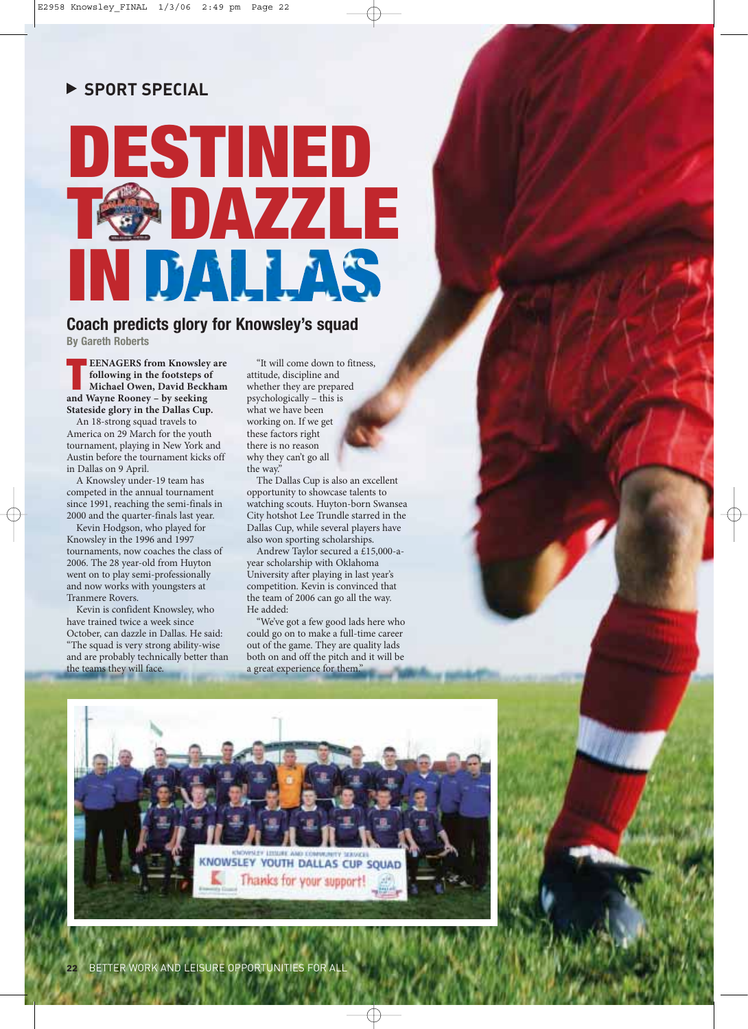▶ SPORT SPECIAL

# DESTINED TO DAZZLE IN DALLAS

## Coach predicts glory for Knowsley's squad

By Gareth Roberts

**TEENAGERS from Knowsley are following in the footsteps of Michael Owen, David Beckham and Wayne Rooney – by seeking Stateside glory in the Dallas Cup.**

An 18-strong squad travels to America on 29 March for the youth tournament, playing in New York and Austin before the tournament kicks off in Dallas on 9 April.

A Knowsley under-19 team has competed in the annual tournament since 1991, reaching the semi-finals in 2000 and the quarter-finals last year.

Kevin Hodgson, who played for Knowsley in the 1996 and 1997 tournaments, now coaches the class of 2006. The 28 year-old from Huyton went on to play semi-professionally and now works with youngsters at Tranmere Rovers.

Kevin is confident Knowsley, who have trained twice a week since October, can dazzle in Dallas. He said: "The squad is very strong ability-wise and are probably technically better than the teams they will face.

"It will come down to fitness, attitude, discipline and whether they are prepared psychologically – this is what we have been working on. If we get these factors right there is no reason why they can't go all the way."

The Dallas Cup is also an excellent opportunity to showcase talents to watching scouts. Huyton-born Swansea City hotshot Lee Trundle starred in the Dallas Cup, while several players have also won sporting scholarships.

Andrew Taylor secured a £15,000-a-year scholarship with Oklahoma University after playing in last year's competition. Kevin is convinced that the team of 2006 can go all the way. He added:

"We've got a few good lads here who could go on to make a full-time career out of the game. They are quality lads both on and off the pitch and it will be a great experience for them."

KNOWSLEY LEISURE AND COMMUNITY SERVICES
KNOWSLEY YOUTH DALLAS CUP SQUAD
Thanks for your support!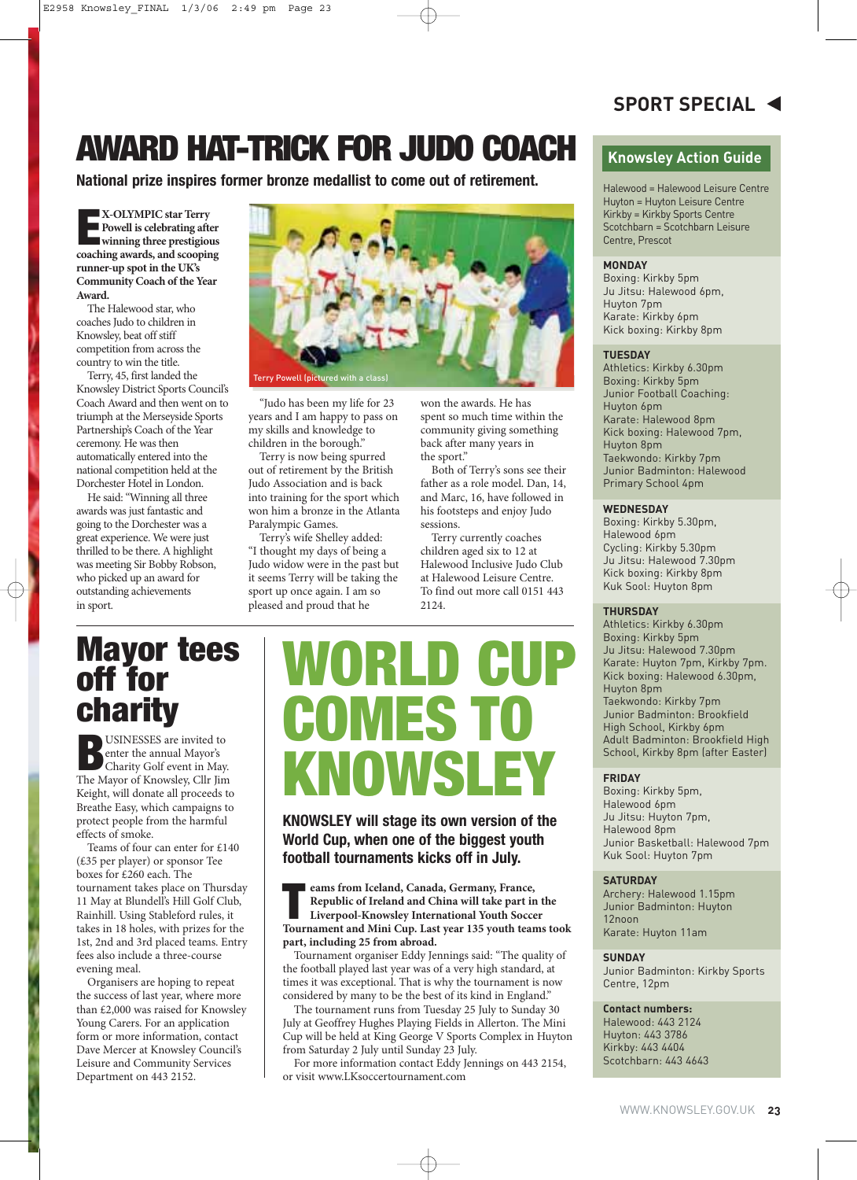# SPORT SPECIAL

# AWARD HAT-TRICK FOR JUDO COACH

**National prize inspires former bronze medallist to come out of retirement.**

**EX-OLYMPIC star Terry Powell is celebrating after winning three prestigious coaching awards, and scooping runner-up spot in the UK's Community Coach of the Year Award.**

The Halewood star, who coaches Judo to children in Knowsley, beat off stiff competition from across the country to win the title.

Terry, 45, first landed the Knowsley District Sports Council's Coach Award and then went on to triumph at the Merseyside Sports Partnership's Coach of the Year ceremony. He was then automatically entered into the national competition held at the Dorchester Hotel in London.

He said: "Winning all three awards was just fantastic and going to the Dorchester was a great experience. We were just thrilled to be there. A highlight was meeting Sir Bobby Robson, who picked up an award for outstanding achievements in sport.

"Judo has been my life for 23 years and I am happy to pass on my skills and knowledge to children in the borough."

Terry is now being spurred out of retirement by the British Judo Association and is back into training for the sport which won him a bronze in the Atlanta Paralympic Games.

Terry's wife Shelley added: "I thought my days of being a Judo widow were in the past but it seems Terry will be taking the sport up once again. I am so pleased and proud that he won the awards. He has spent so much time within the community giving something back after many years in the sport."

Both of Terry's sons see their father as a role model. Dan, 14, and Marc, 16, have followed in his footsteps and enjoy Judo sessions.

Terry currently coaches children aged six to 12 at Halewood Inclusive Judo Club at Halewood Leisure Centre. To find out more call 0151 443 2124.

Terry Powell (pictured with a class)

# Mayor tees off for charity

**BUSINESSES** are invited to enter the annual Mayor's Charity Golf event in May. The Mayor of Knowsley, Cllr Jim Keight, will donate all proceeds to Breathe Easy, which campaigns to protect people from the harmful effects of smoke.

Teams of four can enter for £140 (£35 per player) or sponsor Tee boxes for £260 each. The tournament takes place on Thursday 11 May at Blundell's Hill Golf Club, Rainhill. Using Stableford rules, it takes in 18 holes, with prizes for the 1st, 2nd and 3rd placed teams. Entry fees also include a three-course evening meal.

Organisers are hoping to repeat the success of last year, where more than £2,000 was raised for Knowsley Young Carers. For an application form or more information, contact Dave Mercer at Knowsley Council's Leisure and Community Services Department on 443 2152.

# WORLD CUP COMES TO KNOWSLEY

**KNOWSLEY will stage its own version of the World Cup, when one of the biggest youth football tournaments kicks off in July.**

**Teams from Iceland, Canada, Germany, France, Republic of Ireland and China will take part in the Liverpool-Knowsley International Youth Soccer Tournament and Mini Cup. Last year 135 youth teams took part, including 25 from abroad.**

Tournament organiser Eddy Jennings said: "The quality of the football played last year was of a very high standard, at times it was exceptional. That is why the tournament is now considered by many to be the best of its kind in England."

The tournament runs from Tuesday 25 July to Sunday 30 July at Geoffrey Hughes Playing Fields in Allerton. The Mini Cup will be held at King George V Sports Complex in Huyton from Saturday 2 July until Sunday 23 July.

For more information contact Eddy Jennings on 443 2154, or visit www.LKsoccertournament.com

## Knowsley Action Guide

Halewood = Halewood Leisure Centre
Huyton = Huyton Leisure Centre
Kirkby = Kirkby Sports Centre
Scotchbarn = Scotchbarn Leisure Centre, Prescot

**MONDAY**
Boxing: Kirkby 5pm
Ju Jitsu: Halewood 6pm, Huyton 7pm
Karate: Kirkby 6pm
Kick boxing: Kirkby 8pm

**TUESDAY**
Athletics: Kirkby 6.30pm
Boxing: Kirkby 5pm
Junior Football Coaching: Huyton 6pm
Karate: Halewood 8pm
Kick boxing: Halewood 7pm, Huyton 8pm
Taekwondo: Kirkby 7pm
Junior Badminton: Halewood Primary School 4pm

**WEDNESDAY**
Boxing: Kirkby 5.30pm, Halewood 6pm
Cycling: Kirkby 5.30pm
Ju Jitsu: Halewood 7.30pm
Kick boxing: Kirkby 8pm
Kuk Sool: Huyton 8pm

**THURSDAY**
Athletics: Kirkby 6.30pm
Boxing: Kirkby 5pm
Ju Jitsu: Halewood 7.30pm
Karate: Huyton 7pm, Kirkby 7pm.
Kick boxing: Halewood 6.30pm, Huyton 8pm
Taekwondo: Kirkby 7pm
Junior Badminton: Brookfield High School, Kirkby 6pm
Adult Badminton: Brookfield High School, Kirkby 8pm (after Easter)

**FRIDAY**
Boxing: Kirkby 5pm, Halewood 6pm
Ju Jitsu: Huyton 7pm, Halewood 8pm
Junior Basketball: Halewood 7pm
Kuk Sool: Huyton 7pm

**SATURDAY**
Archery: Halewood 1.15pm
Junior Badminton: Huyton 12noon
Karate: Huyton 11am

**SUNDAY**
Junior Badminton: Kirkby Sports Centre, 12pm

**Contact numbers:**
Halewood: 443 2124
Huyton: 443 3786
Kirkby: 443 4404
Scotchbarn: 443 4643

WWW.KNOWSLEY.GOV.UK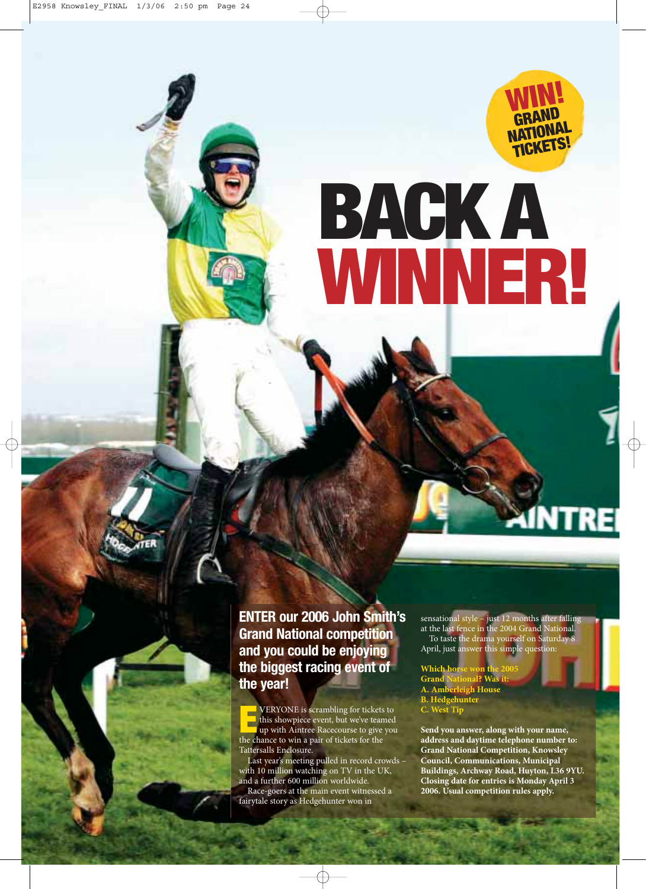WIN! GRAND NATIONAL TICKETS!

# BACK A WINNER!

## ENTER our 2006 John Smith's Grand National competition and you could be enjoying the biggest racing event of the year!

EVERYONE is scrambling for tickets to this showpiece event, but we've teamed up with Aintree Racecourse to give you the chance to win a pair of tickets for the Tattersalls Enclosure.

Last year's meeting pulled in record crowds – with 10 million watching on TV in the UK, and a further 600 million worldwide.

Race-goers at the main event witnessed a fairytale story as Hedgehunter won in sensational style – just 12 months after falling at the last fence in the 2004 Grand National.

To taste the drama yourself on Saturday 8 April, just answer this simple question:

**Which horse won the 2005 Grand National? Was it:**
**A. Amberleigh House**
**B. Hedgehunter**
**C. West Tip**

**Send you answer, along with your name, address and daytime telephone number to: Grand National Competition, Knowsley Council, Communications, Municipal Buildings, Archway Road, Huyton, L36 9YU. Closing date for entries is Monday April 3 2006. Usual competition rules apply.**